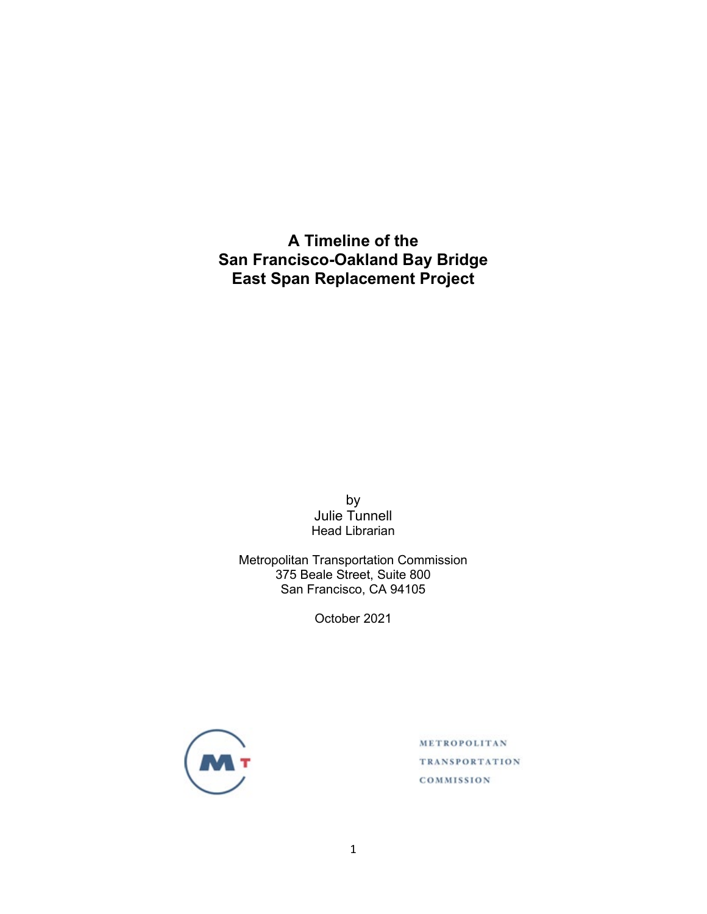# A Timeline of the San Francisco-Oakland Bay Bridge East Span Replacement Project

by
Julie Tunnell
Head Librarian

Metropolitan Transportation Commission
375 Beale Street, Suite 800
San Francisco, CA 94105

October 2021

METROPOLITAN
TRANSPORTATION
COMMISSION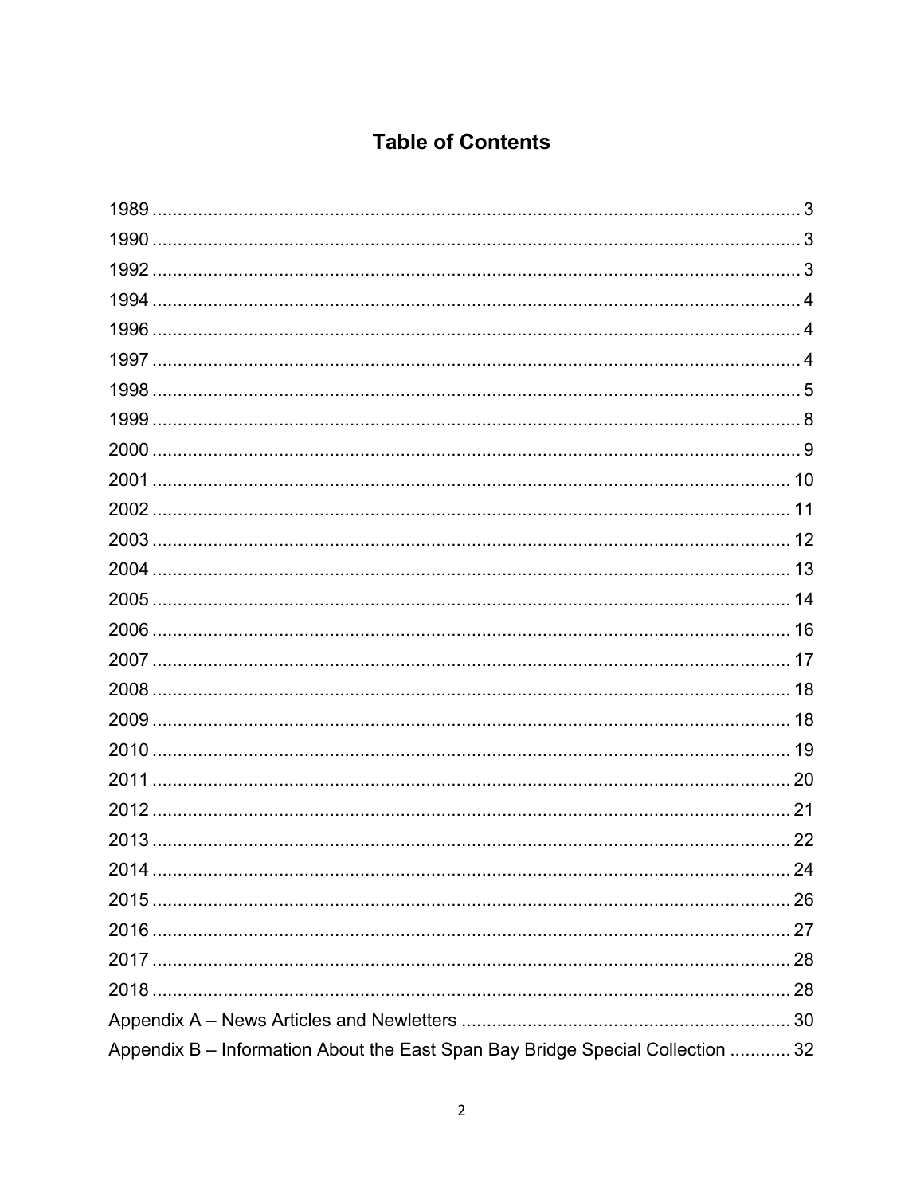# Table of Contents

1989 ........ 3
1990 ........ 3
1992 ........ 3
1994 ........ 4
1996 ........ 4
1997 ........ 4
1998 ........ 5
1999 ........ 8
2000 ........ 9
2001 ........ 10
2002 ........ 11
2003 ........ 12
2004 ........ 13
2005 ........ 14
2006 ........ 16
2007 ........ 17
2008 ........ 18
2009 ........ 18
2010 ........ 19
2011 ........ 20
2012 ........ 21
2013 ........ 22
2014 ........ 24
2015 ........ 26
2016 ........ 27
2017 ........ 28
2018 ........ 28
Appendix A – News Articles and Newletters ........ 30
Appendix B – Information About the East Span Bay Bridge Special Collection ........ 32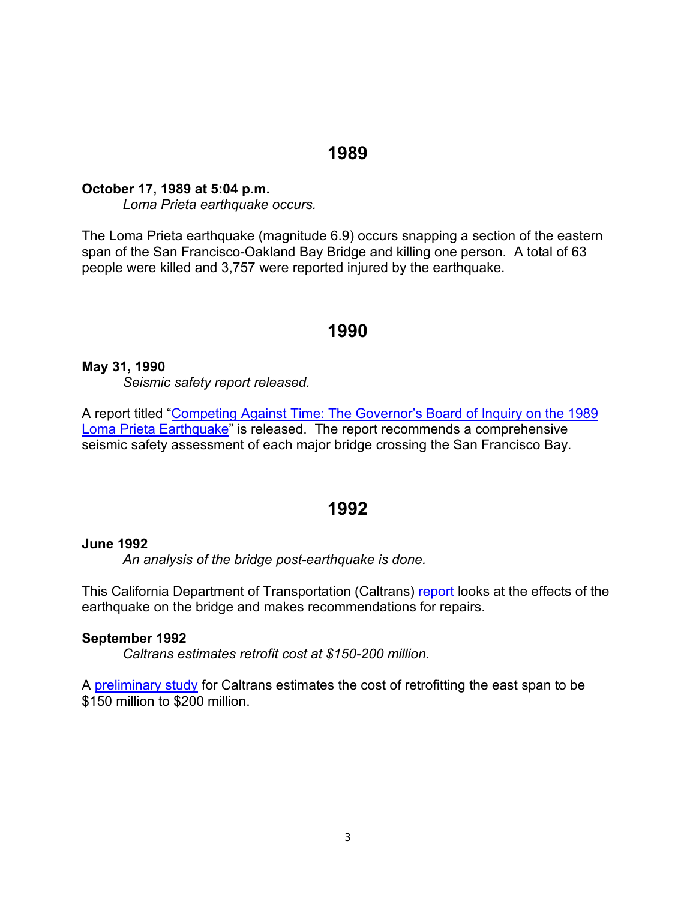## 1989

**October 17, 1989 at 5:04 p.m.**

*Loma Prieta earthquake occurs.*

The Loma Prieta earthquake (magnitude 6.9) occurs snapping a section of the eastern span of the San Francisco-Oakland Bay Bridge and killing one person. A total of 63 people were killed and 3,757 were reported injured by the earthquake.

## 1990

**May 31, 1990**

*Seismic safety report released.*

A report titled "Competing Against Time: The Governor's Board of Inquiry on the 1989 Loma Prieta Earthquake" is released. The report recommends a comprehensive seismic safety assessment of each major bridge crossing the San Francisco Bay.

## 1992

**June 1992**

*An analysis of the bridge post-earthquake is done.*

This California Department of Transportation (Caltrans) report looks at the effects of the earthquake on the bridge and makes recommendations for repairs.

**September 1992**

*Caltrans estimates retrofit cost at $150-200 million.*

A preliminary study for Caltrans estimates the cost of retrofitting the east span to be $150 million to $200 million.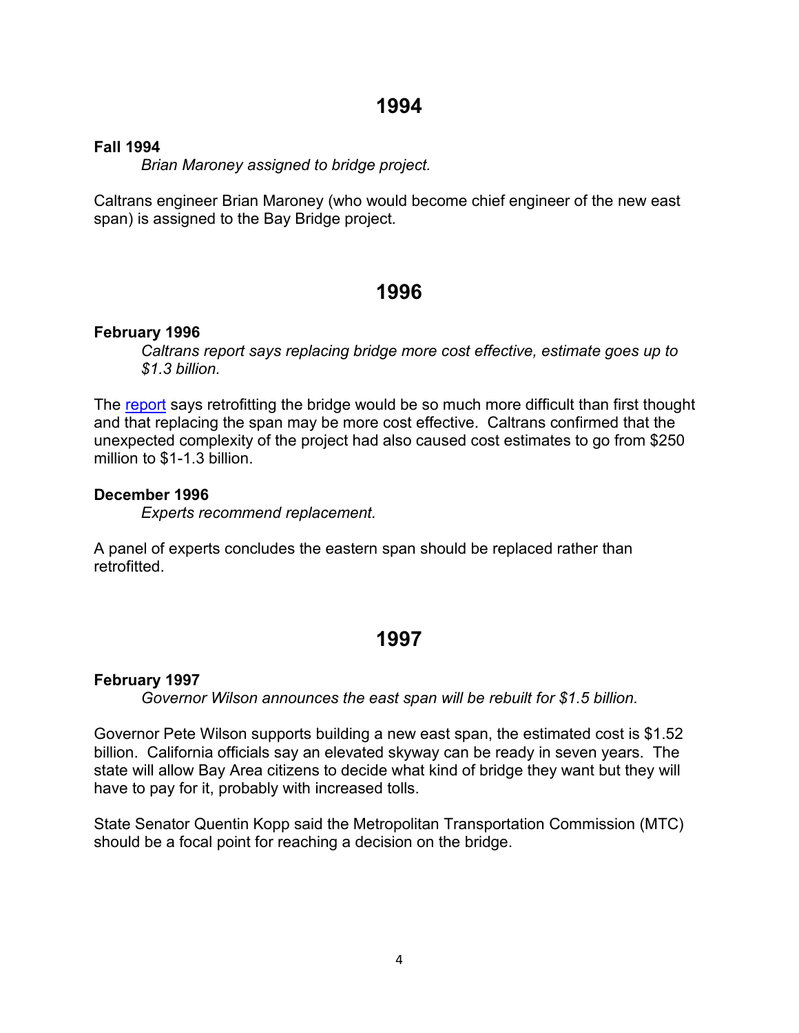# 1994

**Fall 1994**

*Brian Maroney assigned to bridge project.*

Caltrans engineer Brian Maroney (who would become chief engineer of the new east span) is assigned to the Bay Bridge project.

# 1996

**February 1996**

*Caltrans report says replacing bridge more cost effective, estimate goes up to $1.3 billion.*

The report says retrofitting the bridge would be so much more difficult than first thought and that replacing the span may be more cost effective. Caltrans confirmed that the unexpected complexity of the project had also caused cost estimates to go from $250 million to $1-1.3 billion.

**December 1996**

*Experts recommend replacement.*

A panel of experts concludes the eastern span should be replaced rather than retrofitted.

# 1997

**February 1997**

*Governor Wilson announces the east span will be rebuilt for $1.5 billion.*

Governor Pete Wilson supports building a new east span, the estimated cost is $1.52 billion. California officials say an elevated skyway can be ready in seven years. The state will allow Bay Area citizens to decide what kind of bridge they want but they will have to pay for it, probably with increased tolls.

State Senator Quentin Kopp said the Metropolitan Transportation Commission (MTC) should be a focal point for reaching a decision on the bridge.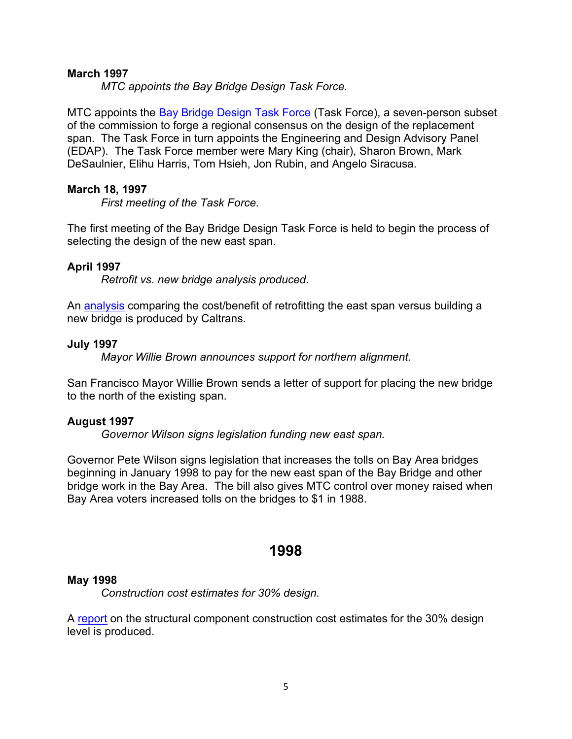**March 1997**

*MTC appoints the Bay Bridge Design Task Force.*

MTC appoints the Bay Bridge Design Task Force (Task Force), a seven-person subset of the commission to forge a regional consensus on the design of the replacement span. The Task Force in turn appoints the Engineering and Design Advisory Panel (EDAP). The Task Force member were Mary King (chair), Sharon Brown, Mark DeSaulnier, Elihu Harris, Tom Hsieh, Jon Rubin, and Angelo Siracusa.

**March 18, 1997**

*First meeting of the Task Force.*

The first meeting of the Bay Bridge Design Task Force is held to begin the process of selecting the design of the new east span.

**April 1997**

*Retrofit vs. new bridge analysis produced.*

An analysis comparing the cost/benefit of retrofitting the east span versus building a new bridge is produced by Caltrans.

**July 1997**

*Mayor Willie Brown announces support for northern alignment.*

San Francisco Mayor Willie Brown sends a letter of support for placing the new bridge to the north of the existing span.

**August 1997**

*Governor Wilson signs legislation funding new east span.*

Governor Pete Wilson signs legislation that increases the tolls on Bay Area bridges beginning in January 1998 to pay for the new east span of the Bay Bridge and other bridge work in the Bay Area. The bill also gives MTC control over money raised when Bay Area voters increased tolls on the bridges to $1 in 1988.

## 1998

**May 1998**

*Construction cost estimates for 30% design.*

A report on the structural component construction cost estimates for the 30% design level is produced.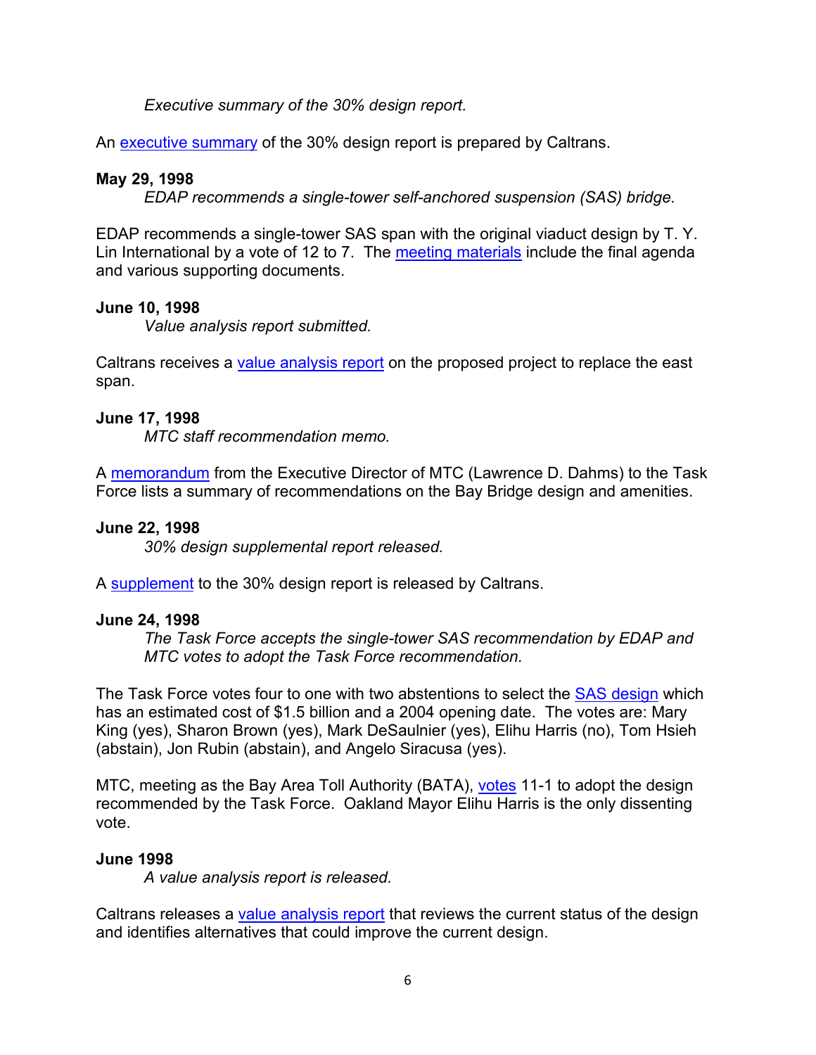*Executive summary of the 30% design report.*

An executive summary of the 30% design report is prepared by Caltrans.

**May 29, 1998**

*EDAP recommends a single-tower self-anchored suspension (SAS) bridge.*

EDAP recommends a single-tower SAS span with the original viaduct design by T. Y. Lin International by a vote of 12 to 7. The meeting materials include the final agenda and various supporting documents.

**June 10, 1998**

*Value analysis report submitted.*

Caltrans receives a value analysis report on the proposed project to replace the east span.

**June 17, 1998**

*MTC staff recommendation memo.*

A memorandum from the Executive Director of MTC (Lawrence D. Dahms) to the Task Force lists a summary of recommendations on the Bay Bridge design and amenities.

**June 22, 1998**

*30% design supplemental report released.*

A supplement to the 30% design report is released by Caltrans.

**June 24, 1998**

*The Task Force accepts the single-tower SAS recommendation by EDAP and MTC votes to adopt the Task Force recommendation.*

The Task Force votes four to one with two abstentions to select the SAS design which has an estimated cost of $1.5 billion and a 2004 opening date. The votes are: Mary King (yes), Sharon Brown (yes), Mark DeSaulnier (yes), Elihu Harris (no), Tom Hsieh (abstain), Jon Rubin (abstain), and Angelo Siracusa (yes).

MTC, meeting as the Bay Area Toll Authority (BATA), votes 11-1 to adopt the design recommended by the Task Force. Oakland Mayor Elihu Harris is the only dissenting vote.

**June 1998**

*A value analysis report is released.*

Caltrans releases a value analysis report that reviews the current status of the design and identifies alternatives that could improve the current design.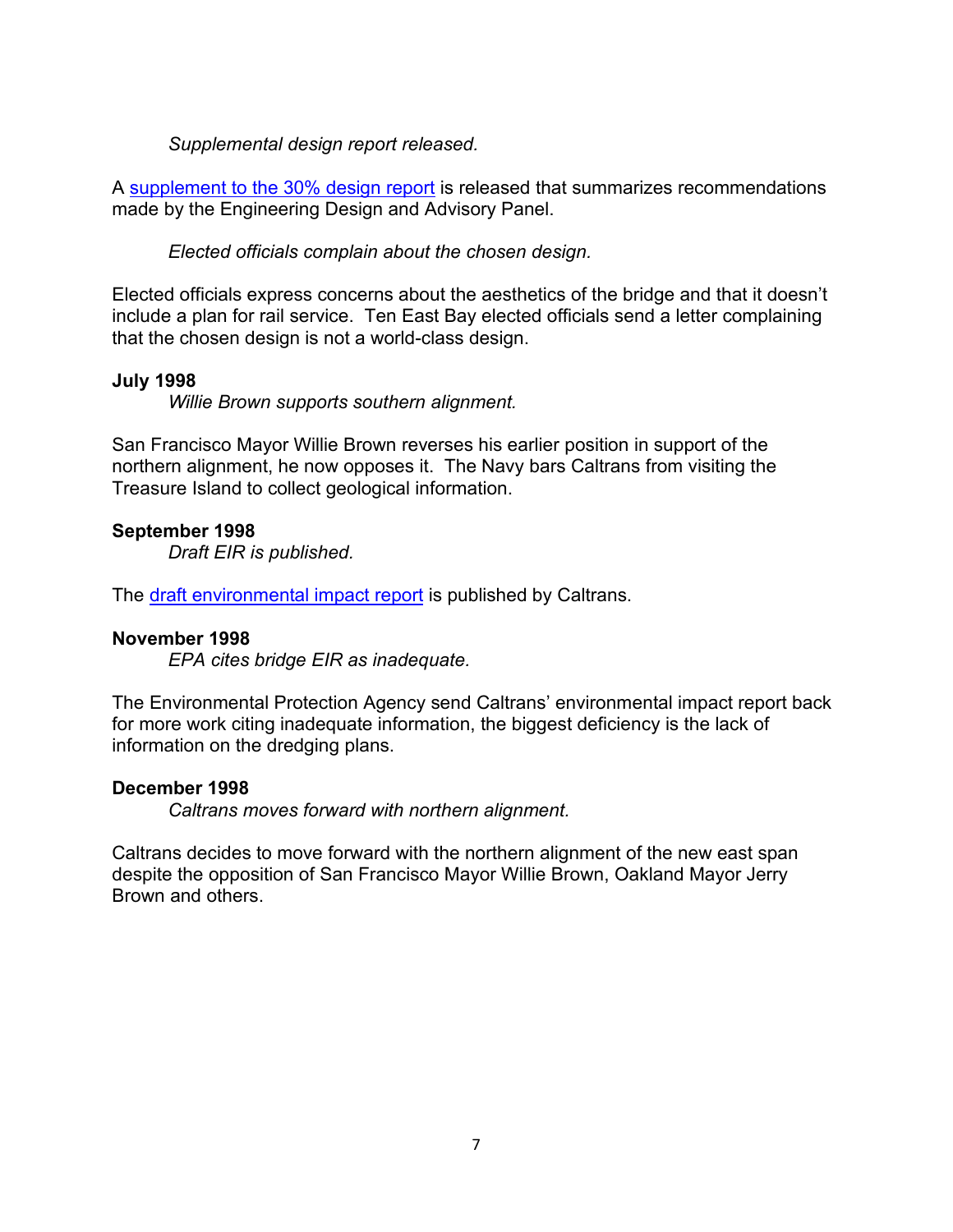*Supplemental design report released.*

A [supplement to the 30% design report] is released that summarizes recommendations made by the Engineering Design and Advisory Panel.

*Elected officials complain about the chosen design.*

Elected officials express concerns about the aesthetics of the bridge and that it doesn't include a plan for rail service. Ten East Bay elected officials send a letter complaining that the chosen design is not a world-class design.

**July 1998**

*Willie Brown supports southern alignment.*

San Francisco Mayor Willie Brown reverses his earlier position in support of the northern alignment, he now opposes it. The Navy bars Caltrans from visiting the Treasure Island to collect geological information.

**September 1998**

*Draft EIR is published.*

The [draft environmental impact report] is published by Caltrans.

**November 1998**

*EPA cites bridge EIR as inadequate.*

The Environmental Protection Agency send Caltrans' environmental impact report back for more work citing inadequate information, the biggest deficiency is the lack of information on the dredging plans.

**December 1998**

*Caltrans moves forward with northern alignment.*

Caltrans decides to move forward with the northern alignment of the new east span despite the opposition of San Francisco Mayor Willie Brown, Oakland Mayor Jerry Brown and others.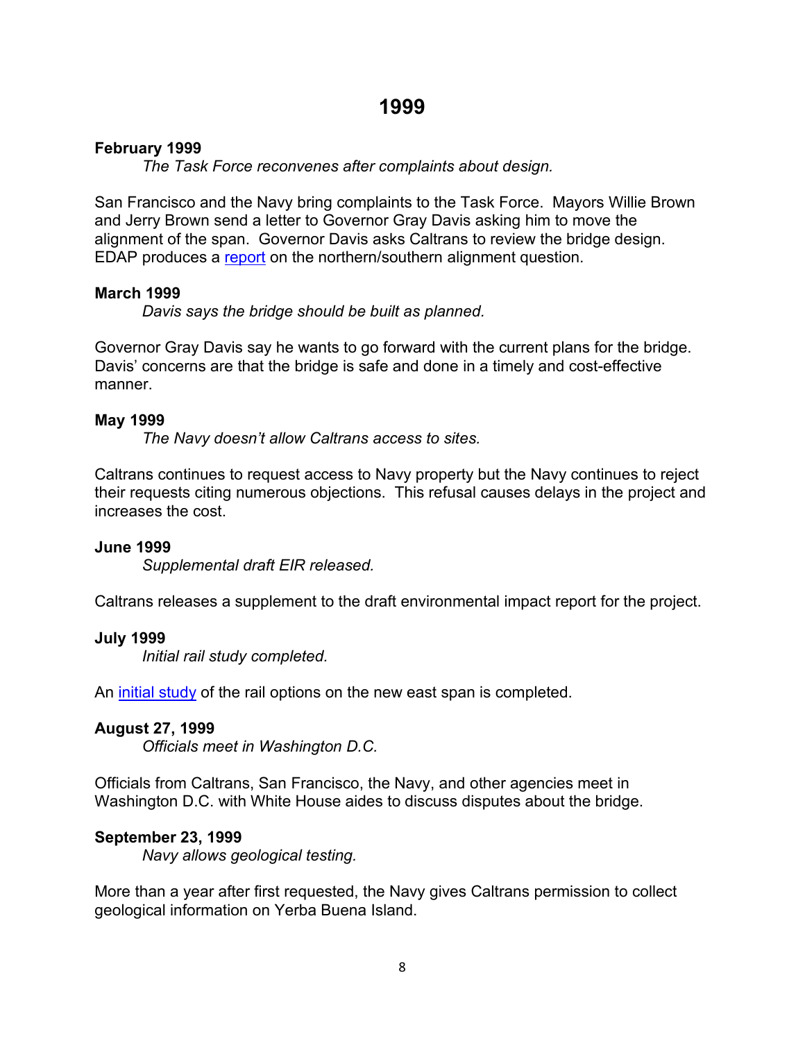# 1999

**February 1999**

*The Task Force reconvenes after complaints about design.*

San Francisco and the Navy bring complaints to the Task Force. Mayors Willie Brown and Jerry Brown send a letter to Governor Gray Davis asking him to move the alignment of the span. Governor Davis asks Caltrans to review the bridge design. EDAP produces a report on the northern/southern alignment question.

**March 1999**

*Davis says the bridge should be built as planned.*

Governor Gray Davis say he wants to go forward with the current plans for the bridge. Davis' concerns are that the bridge is safe and done in a timely and cost-effective manner.

**May 1999**

*The Navy doesn't allow Caltrans access to sites.*

Caltrans continues to request access to Navy property but the Navy continues to reject their requests citing numerous objections. This refusal causes delays in the project and increases the cost.

**June 1999**

*Supplemental draft EIR released.*

Caltrans releases a supplement to the draft environmental impact report for the project.

**July 1999**

*Initial rail study completed.*

An initial study of the rail options on the new east span is completed.

**August 27, 1999**

*Officials meet in Washington D.C.*

Officials from Caltrans, San Francisco, the Navy, and other agencies meet in Washington D.C. with White House aides to discuss disputes about the bridge.

**September 23, 1999**

*Navy allows geological testing.*

More than a year after first requested, the Navy gives Caltrans permission to collect geological information on Yerba Buena Island.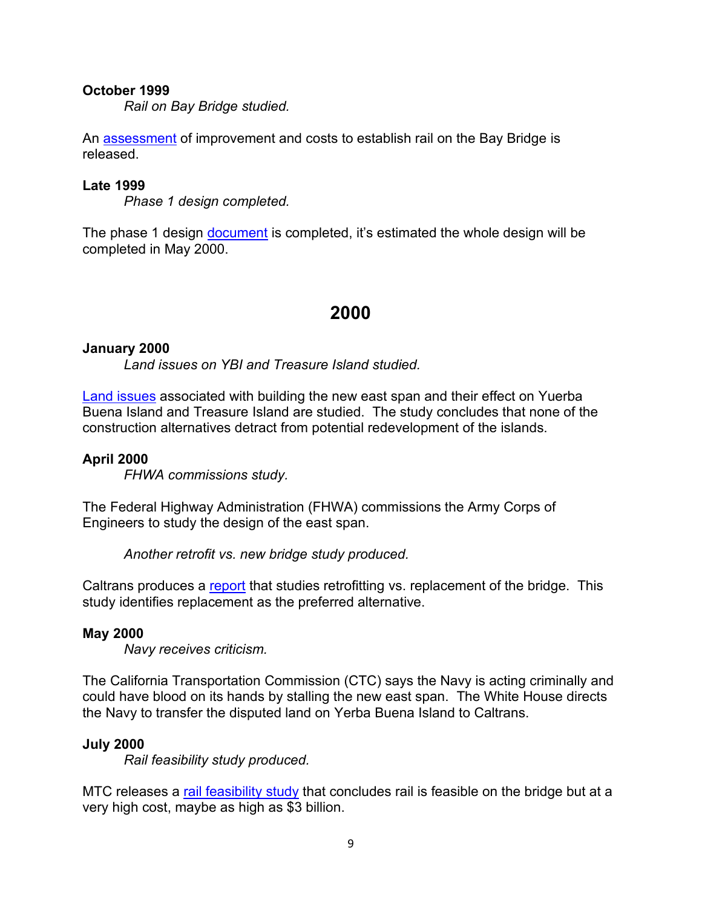**October 1999**

*Rail on Bay Bridge studied.*

An assessment of improvement and costs to establish rail on the Bay Bridge is released.

**Late 1999**

*Phase 1 design completed.*

The phase 1 design document is completed, it's estimated the whole design will be completed in May 2000.

## 2000

**January 2000**

*Land issues on YBI and Treasure Island studied.*

Land issues associated with building the new east span and their effect on Yuerba Buena Island and Treasure Island are studied. The study concludes that none of the construction alternatives detract from potential redevelopment of the islands.

**April 2000**

*FHWA commissions study.*

The Federal Highway Administration (FHWA) commissions the Army Corps of Engineers to study the design of the east span.

*Another retrofit vs. new bridge study produced.*

Caltrans produces a report that studies retrofitting vs. replacement of the bridge. This study identifies replacement as the preferred alternative.

**May 2000**

*Navy receives criticism.*

The California Transportation Commission (CTC) says the Navy is acting criminally and could have blood on its hands by stalling the new east span. The White House directs the Navy to transfer the disputed land on Yerba Buena Island to Caltrans.

**July 2000**

*Rail feasibility study produced.*

MTC releases a rail feasibility study that concludes rail is feasible on the bridge but at a very high cost, maybe as high as $3 billion.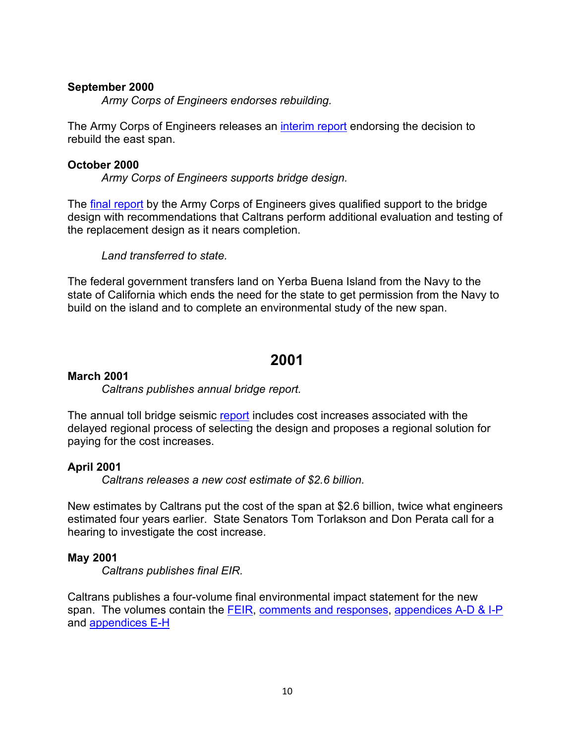**September 2000**

*Army Corps of Engineers endorses rebuilding.*

The Army Corps of Engineers releases an interim report endorsing the decision to rebuild the east span.

**October 2000**

*Army Corps of Engineers supports bridge design.*

The final report by the Army Corps of Engineers gives qualified support to the bridge design with recommendations that Caltrans perform additional evaluation and testing of the replacement design as it nears completion.

*Land transferred to state.*

The federal government transfers land on Yerba Buena Island from the Navy to the state of California which ends the need for the state to get permission from the Navy to build on the island and to complete an environmental study of the new span.

## 2001

**March 2001**

*Caltrans publishes annual bridge report.*

The annual toll bridge seismic report includes cost increases associated with the delayed regional process of selecting the design and proposes a regional solution for paying for the cost increases.

**April 2001**

*Caltrans releases a new cost estimate of $2.6 billion.*

New estimates by Caltrans put the cost of the span at $2.6 billion, twice what engineers estimated four years earlier. State Senators Tom Torlakson and Don Perata call for a hearing to investigate the cost increase.

**May 2001**

*Caltrans publishes final EIR.*

Caltrans publishes a four-volume final environmental impact statement for the new span. The volumes contain the FEIR, comments and responses, appendices A-D & I-P and appendices E-H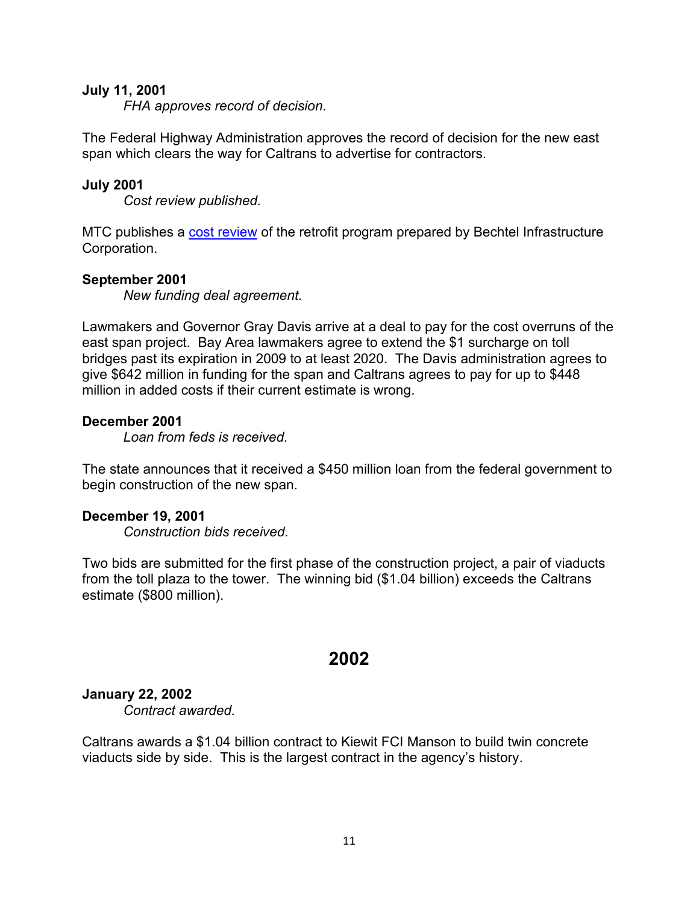**July 11, 2001**

*FHA approves record of decision.*

The Federal Highway Administration approves the record of decision for the new east span which clears the way for Caltrans to advertise for contractors.

**July 2001**

*Cost review published.*

MTC publishes a cost review of the retrofit program prepared by Bechtel Infrastructure Corporation.

**September 2001**

*New funding deal agreement.*

Lawmakers and Governor Gray Davis arrive at a deal to pay for the cost overruns of the east span project. Bay Area lawmakers agree to extend the $1 surcharge on toll bridges past its expiration in 2009 to at least 2020. The Davis administration agrees to give $642 million in funding for the span and Caltrans agrees to pay for up to $448 million in added costs if their current estimate is wrong.

**December 2001**

*Loan from feds is received.*

The state announces that it received a $450 million loan from the federal government to begin construction of the new span.

**December 19, 2001**

*Construction bids received.*

Two bids are submitted for the first phase of the construction project, a pair of viaducts from the toll plaza to the tower. The winning bid ($1.04 billion) exceeds the Caltrans estimate ($800 million).

## 2002

**January 22, 2002**

*Contract awarded.*

Caltrans awards a $1.04 billion contract to Kiewit FCI Manson to build twin concrete viaducts side by side. This is the largest contract in the agency's history.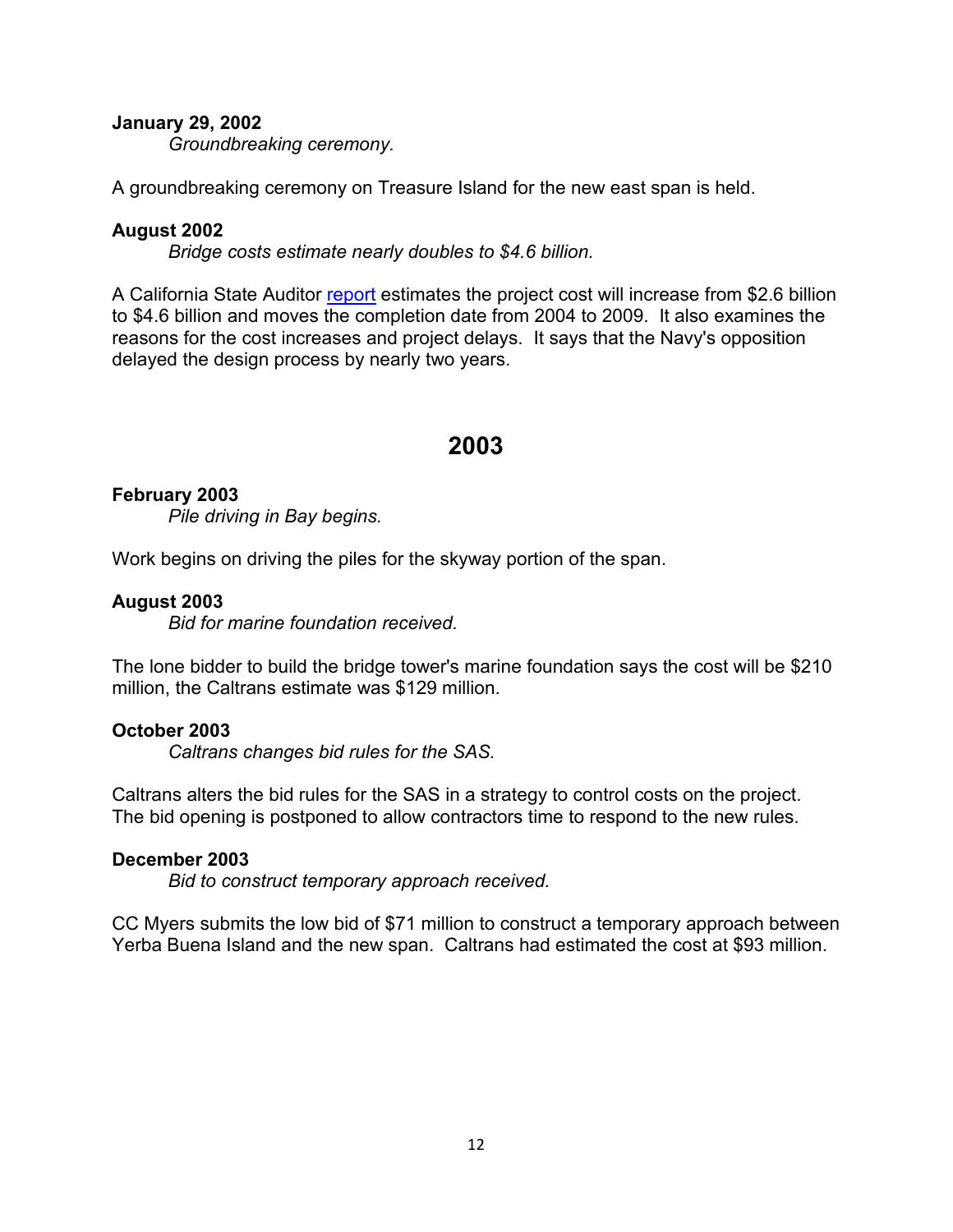**January 29, 2002**

*Groundbreaking ceremony.*

A groundbreaking ceremony on Treasure Island for the new east span is held.

**August 2002**

*Bridge costs estimate nearly doubles to $4.6 billion.*

A California State Auditor report estimates the project cost will increase from $2.6 billion to $4.6 billion and moves the completion date from 2004 to 2009. It also examines the reasons for the cost increases and project delays. It says that the Navy's opposition delayed the design process by nearly two years.

## 2003

**February 2003**

*Pile driving in Bay begins.*

Work begins on driving the piles for the skyway portion of the span.

**August 2003**

*Bid for marine foundation received.*

The lone bidder to build the bridge tower's marine foundation says the cost will be $210 million, the Caltrans estimate was $129 million.

**October 2003**

*Caltrans changes bid rules for the SAS.*

Caltrans alters the bid rules for the SAS in a strategy to control costs on the project. The bid opening is postponed to allow contractors time to respond to the new rules.

**December 2003**

*Bid to construct temporary approach received.*

CC Myers submits the low bid of $71 million to construct a temporary approach between Yerba Buena Island and the new span. Caltrans had estimated the cost at $93 million.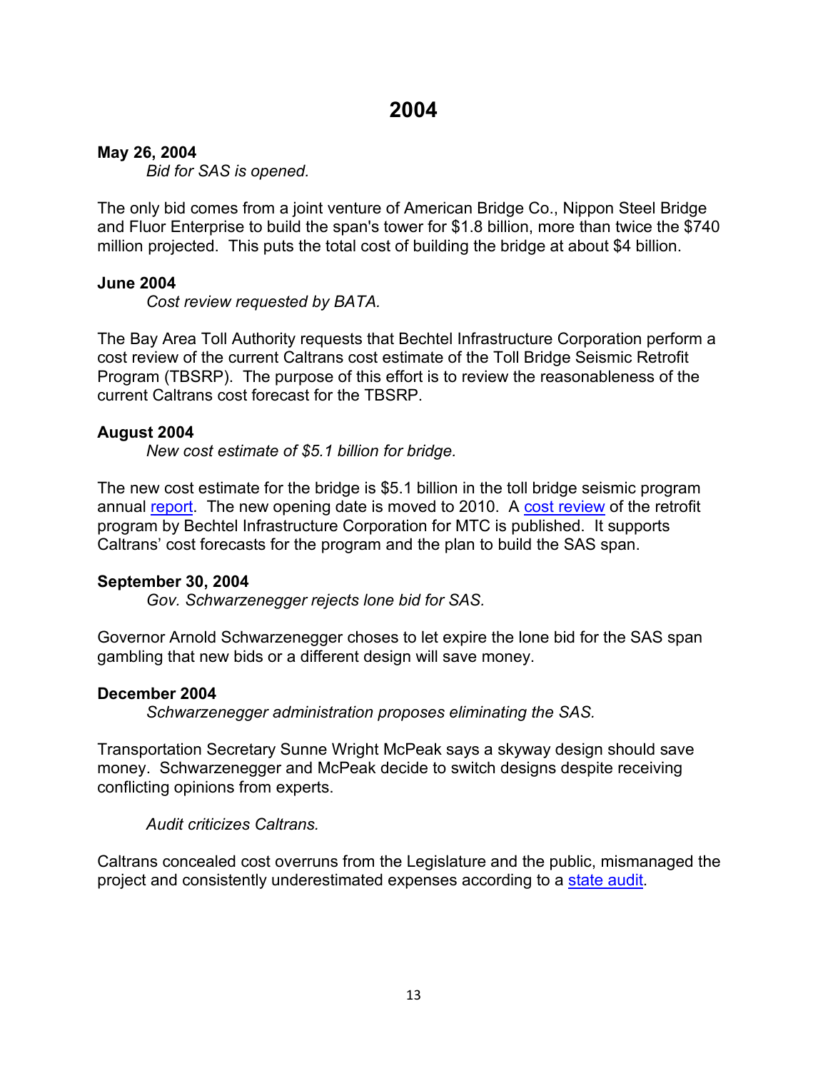# 2004

**May 26, 2004**

*Bid for SAS is opened.*

The only bid comes from a joint venture of American Bridge Co., Nippon Steel Bridge and Fluor Enterprise to build the span's tower for $1.8 billion, more than twice the $740 million projected. This puts the total cost of building the bridge at about $4 billion.

**June 2004**

*Cost review requested by BATA.*

The Bay Area Toll Authority requests that Bechtel Infrastructure Corporation perform a cost review of the current Caltrans cost estimate of the Toll Bridge Seismic Retrofit Program (TBSRP). The purpose of this effort is to review the reasonableness of the current Caltrans cost forecast for the TBSRP.

**August 2004**

*New cost estimate of $5.1 billion for bridge.*

The new cost estimate for the bridge is $5.1 billion in the toll bridge seismic program annual report. The new opening date is moved to 2010. A cost review of the retrofit program by Bechtel Infrastructure Corporation for MTC is published. It supports Caltrans' cost forecasts for the program and the plan to build the SAS span.

**September 30, 2004**

*Gov. Schwarzenegger rejects lone bid for SAS.*

Governor Arnold Schwarzenegger choses to let expire the lone bid for the SAS span gambling that new bids or a different design will save money.

**December 2004**

*Schwarzenegger administration proposes eliminating the SAS.*

Transportation Secretary Sunne Wright McPeak says a skyway design should save money. Schwarzenegger and McPeak decide to switch designs despite receiving conflicting opinions from experts.

*Audit criticizes Caltrans.*

Caltrans concealed cost overruns from the Legislature and the public, mismanaged the project and consistently underestimated expenses according to a state audit.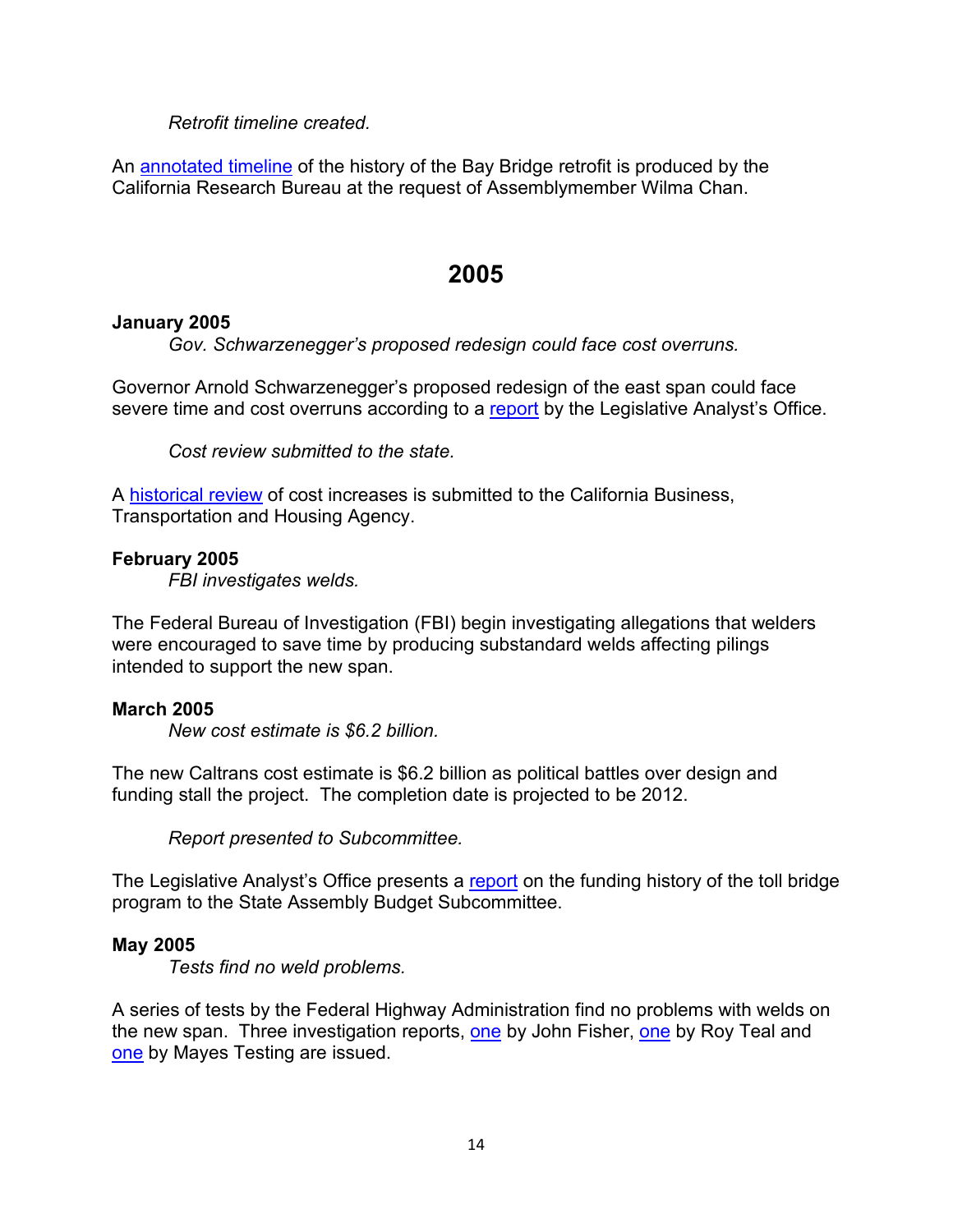*Retrofit timeline created.*

An annotated timeline of the history of the Bay Bridge retrofit is produced by the California Research Bureau at the request of Assemblymember Wilma Chan.

## 2005

**January 2005**

*Gov. Schwarzenegger's proposed redesign could face cost overruns.*

Governor Arnold Schwarzenegger's proposed redesign of the east span could face severe time and cost overruns according to a report by the Legislative Analyst's Office.

*Cost review submitted to the state.*

A historical review of cost increases is submitted to the California Business, Transportation and Housing Agency.

**February 2005**

*FBI investigates welds.*

The Federal Bureau of Investigation (FBI) begin investigating allegations that welders were encouraged to save time by producing substandard welds affecting pilings intended to support the new span.

**March 2005**

*New cost estimate is $6.2 billion.*

The new Caltrans cost estimate is $6.2 billion as political battles over design and funding stall the project. The completion date is projected to be 2012.

*Report presented to Subcommittee.*

The Legislative Analyst's Office presents a report on the funding history of the toll bridge program to the State Assembly Budget Subcommittee.

**May 2005**

*Tests find no weld problems.*

A series of tests by the Federal Highway Administration find no problems with welds on the new span. Three investigation reports, one by John Fisher, one by Roy Teal and one by Mayes Testing are issued.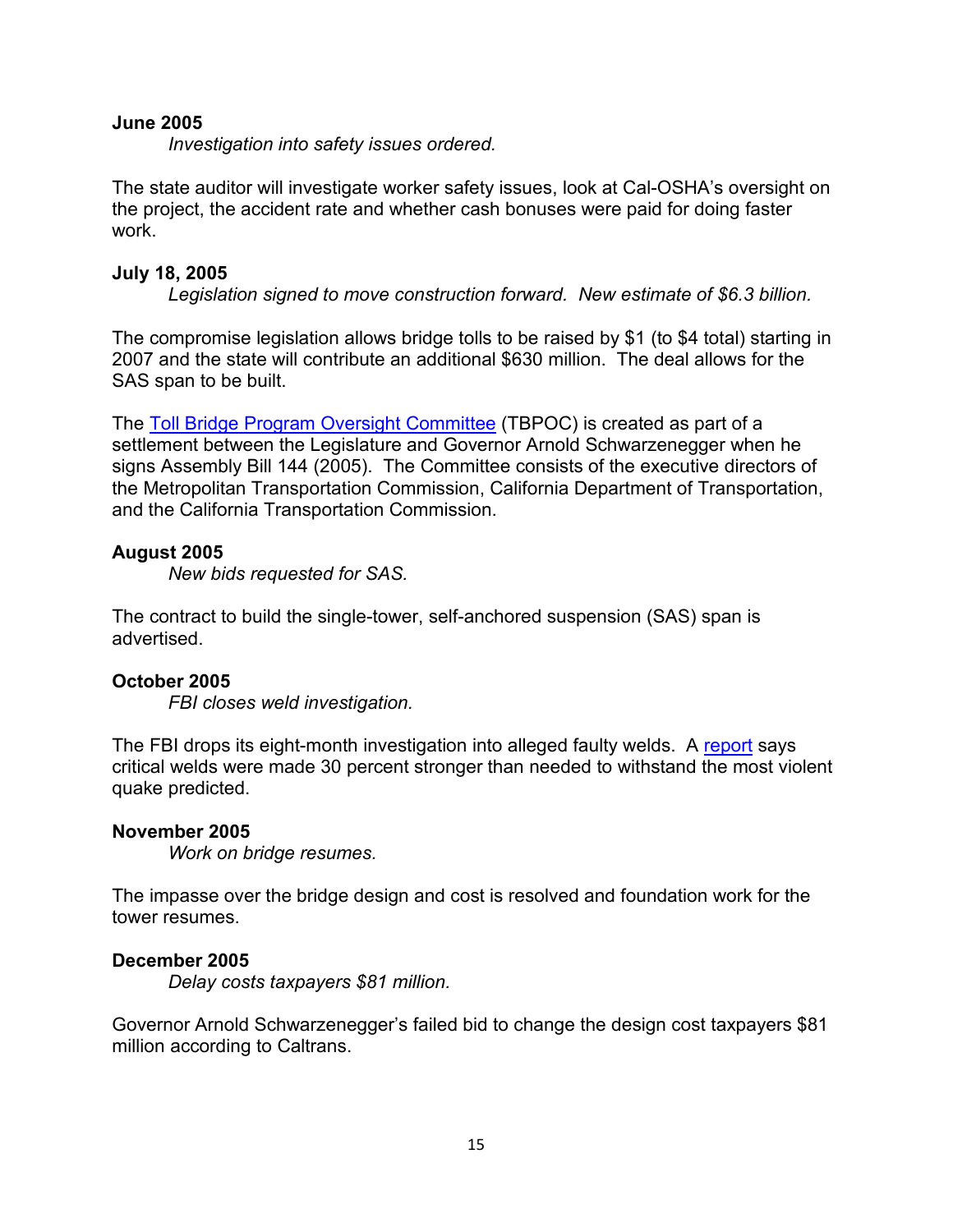**June 2005**

*Investigation into safety issues ordered.*

The state auditor will investigate worker safety issues, look at Cal-OSHA's oversight on the project, the accident rate and whether cash bonuses were paid for doing faster work.

**July 18, 2005**

*Legislation signed to move construction forward. New estimate of $6.3 billion.*

The compromise legislation allows bridge tolls to be raised by $1 (to $4 total) starting in 2007 and the state will contribute an additional $630 million. The deal allows for the SAS span to be built.

The Toll Bridge Program Oversight Committee (TBPOC) is created as part of a settlement between the Legislature and Governor Arnold Schwarzenegger when he signs Assembly Bill 144 (2005). The Committee consists of the executive directors of the Metropolitan Transportation Commission, California Department of Transportation, and the California Transportation Commission.

**August 2005**

*New bids requested for SAS.*

The contract to build the single-tower, self-anchored suspension (SAS) span is advertised.

**October 2005**

*FBI closes weld investigation.*

The FBI drops its eight-month investigation into alleged faulty welds. A report says critical welds were made 30 percent stronger than needed to withstand the most violent quake predicted.

**November 2005**

*Work on bridge resumes.*

The impasse over the bridge design and cost is resolved and foundation work for the tower resumes.

**December 2005**

*Delay costs taxpayers $81 million.*

Governor Arnold Schwarzenegger's failed bid to change the design cost taxpayers $81 million according to Caltrans.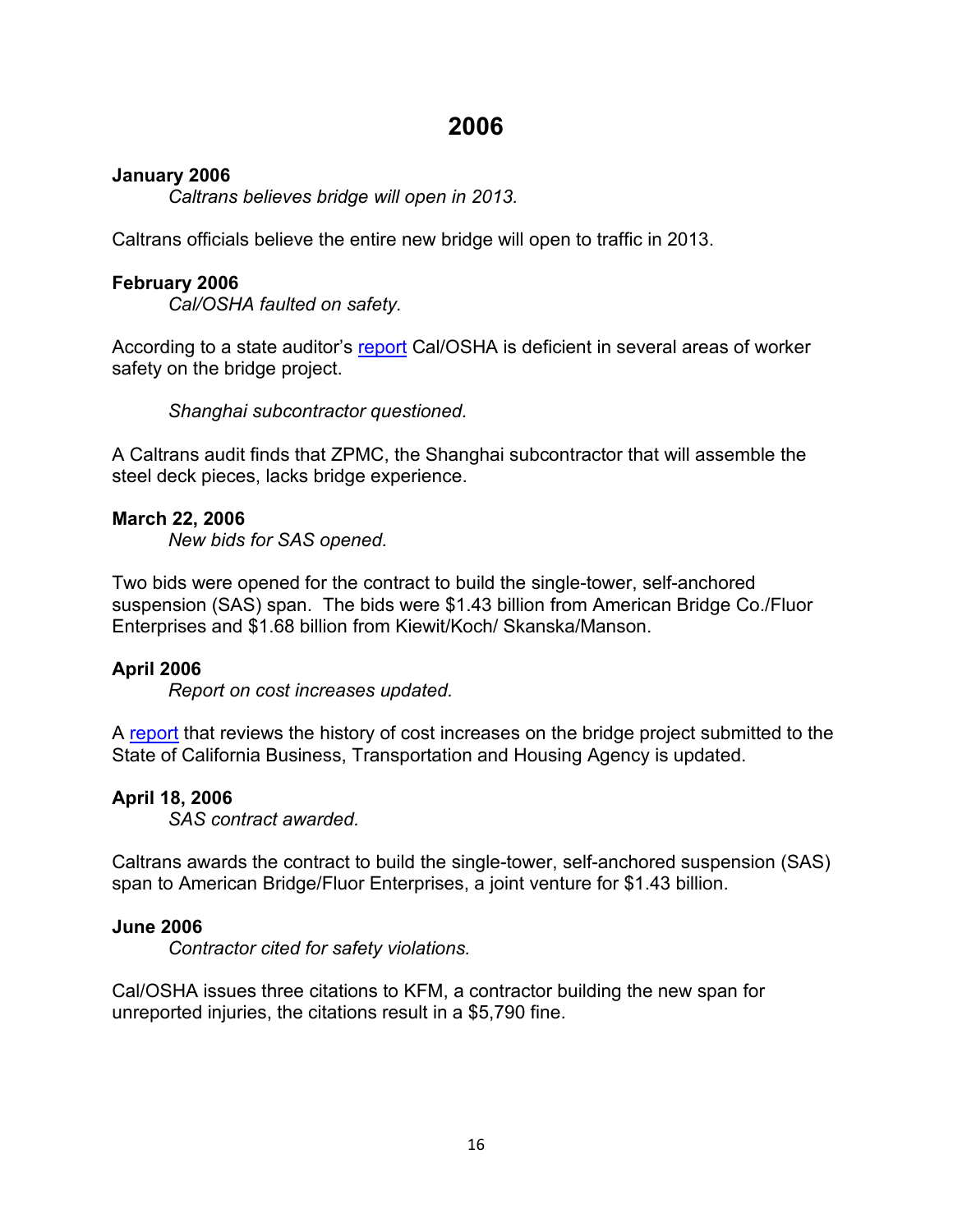# 2006

**January 2006**

*Caltrans believes bridge will open in 2013.*

Caltrans officials believe the entire new bridge will open to traffic in 2013.

**February 2006**

*Cal/OSHA faulted on safety.*

According to a state auditor's report Cal/OSHA is deficient in several areas of worker safety on the bridge project.

*Shanghai subcontractor questioned.*

A Caltrans audit finds that ZPMC, the Shanghai subcontractor that will assemble the steel deck pieces, lacks bridge experience.

**March 22, 2006**

*New bids for SAS opened.*

Two bids were opened for the contract to build the single-tower, self-anchored suspension (SAS) span. The bids were $1.43 billion from American Bridge Co./Fluor Enterprises and $1.68 billion from Kiewit/Koch/ Skanska/Manson.

**April 2006**

*Report on cost increases updated.*

A report that reviews the history of cost increases on the bridge project submitted to the State of California Business, Transportation and Housing Agency is updated.

**April 18, 2006**

*SAS contract awarded.*

Caltrans awards the contract to build the single-tower, self-anchored suspension (SAS) span to American Bridge/Fluor Enterprises, a joint venture for $1.43 billion.

**June 2006**

*Contractor cited for safety violations.*

Cal/OSHA issues three citations to KFM, a contractor building the new span for unreported injuries, the citations result in a $5,790 fine.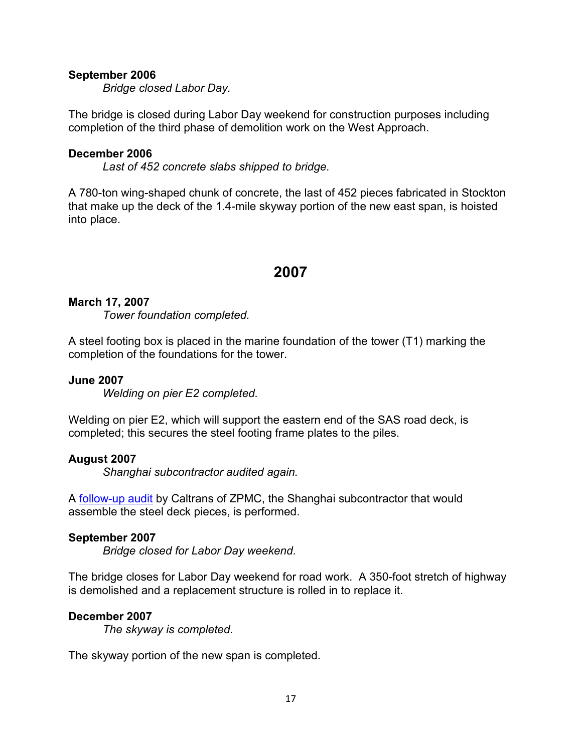**September 2006**

*Bridge closed Labor Day.*

The bridge is closed during Labor Day weekend for construction purposes including completion of the third phase of demolition work on the West Approach.

**December 2006**

*Last of 452 concrete slabs shipped to bridge.*

A 780-ton wing-shaped chunk of concrete, the last of 452 pieces fabricated in Stockton that make up the deck of the 1.4-mile skyway portion of the new east span, is hoisted into place.

## 2007

**March 17, 2007**

*Tower foundation completed.*

A steel footing box is placed in the marine foundation of the tower (T1) marking the completion of the foundations for the tower.

**June 2007**

*Welding on pier E2 completed.*

Welding on pier E2, which will support the eastern end of the SAS road deck, is completed; this secures the steel footing frame plates to the piles.

**August 2007**

*Shanghai subcontractor audited again.*

A follow-up audit by Caltrans of ZPMC, the Shanghai subcontractor that would assemble the steel deck pieces, is performed.

**September 2007**

*Bridge closed for Labor Day weekend.*

The bridge closes for Labor Day weekend for road work. A 350-foot stretch of highway is demolished and a replacement structure is rolled in to replace it.

**December 2007**

*The skyway is completed.*

The skyway portion of the new span is completed.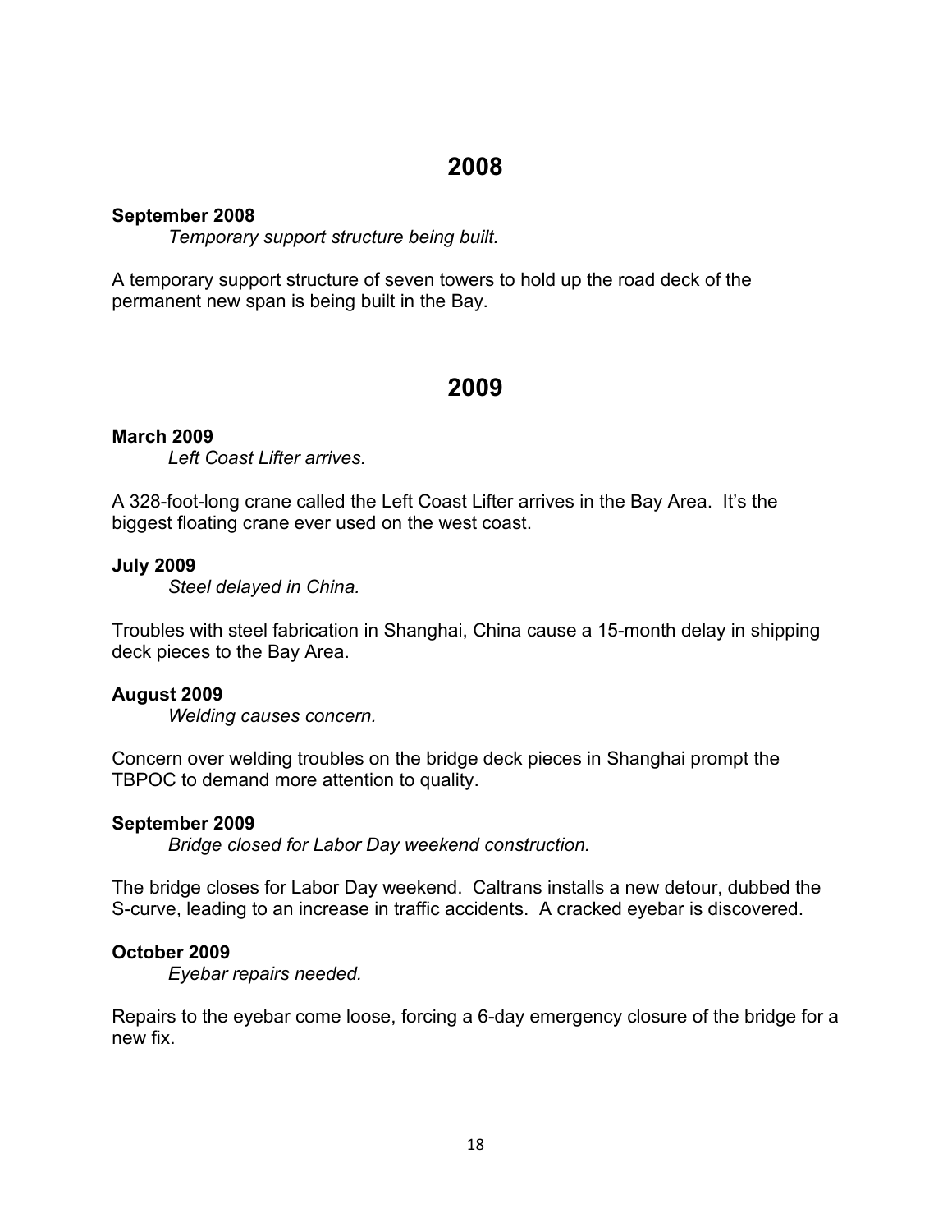## 2008

**September 2008**

*Temporary support structure being built.*

A temporary support structure of seven towers to hold up the road deck of the permanent new span is being built in the Bay.

## 2009

**March 2009**

*Left Coast Lifter arrives.*

A 328-foot-long crane called the Left Coast Lifter arrives in the Bay Area. It's the biggest floating crane ever used on the west coast.

**July 2009**

*Steel delayed in China.*

Troubles with steel fabrication in Shanghai, China cause a 15-month delay in shipping deck pieces to the Bay Area.

**August 2009**

*Welding causes concern.*

Concern over welding troubles on the bridge deck pieces in Shanghai prompt the TBPOC to demand more attention to quality.

**September 2009**

*Bridge closed for Labor Day weekend construction.*

The bridge closes for Labor Day weekend. Caltrans installs a new detour, dubbed the S-curve, leading to an increase in traffic accidents. A cracked eyebar is discovered.

**October 2009**

*Eyebar repairs needed.*

Repairs to the eyebar come loose, forcing a 6-day emergency closure of the bridge for a new fix.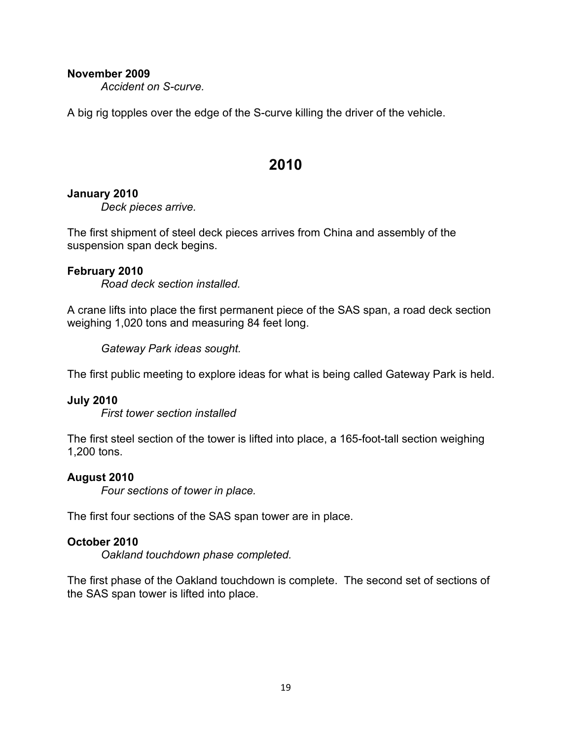**November 2009**

*Accident on S-curve.*

A big rig topples over the edge of the S-curve killing the driver of the vehicle.

## 2010

**January 2010**

*Deck pieces arrive.*

The first shipment of steel deck pieces arrives from China and assembly of the suspension span deck begins.

**February 2010**

*Road deck section installed.*

A crane lifts into place the first permanent piece of the SAS span, a road deck section weighing 1,020 tons and measuring 84 feet long.

*Gateway Park ideas sought.*

The first public meeting to explore ideas for what is being called Gateway Park is held.

**July 2010**

*First tower section installed*

The first steel section of the tower is lifted into place, a 165-foot-tall section weighing 1,200 tons.

**August 2010**

*Four sections of tower in place.*

The first four sections of the SAS span tower are in place.

**October 2010**

*Oakland touchdown phase completed.*

The first phase of the Oakland touchdown is complete. The second set of sections of the SAS span tower is lifted into place.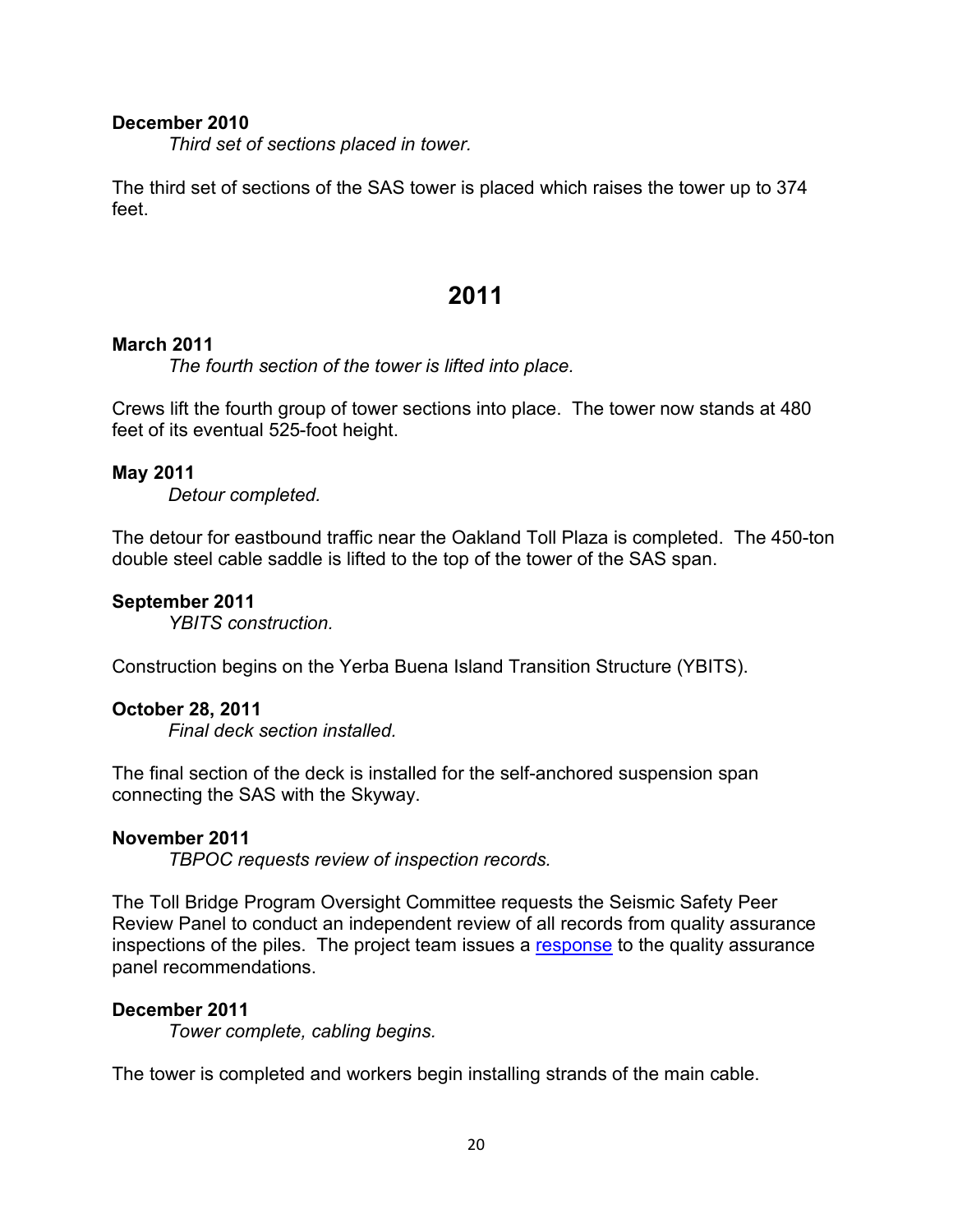**December 2010**

*Third set of sections placed in tower.*

The third set of sections of the SAS tower is placed which raises the tower up to 374 feet.

## 2011

**March 2011**

*The fourth section of the tower is lifted into place.*

Crews lift the fourth group of tower sections into place. The tower now stands at 480 feet of its eventual 525-foot height.

**May 2011**

*Detour completed.*

The detour for eastbound traffic near the Oakland Toll Plaza is completed. The 450-ton double steel cable saddle is lifted to the top of the tower of the SAS span.

**September 2011**

*YBITS construction.*

Construction begins on the Yerba Buena Island Transition Structure (YBITS).

**October 28, 2011**

*Final deck section installed.*

The final section of the deck is installed for the self-anchored suspension span connecting the SAS with the Skyway.

**November 2011**

*TBPOC requests review of inspection records.*

The Toll Bridge Program Oversight Committee requests the Seismic Safety Peer Review Panel to conduct an independent review of all records from quality assurance inspections of the piles. The project team issues a response to the quality assurance panel recommendations.

**December 2011**

*Tower complete, cabling begins.*

The tower is completed and workers begin installing strands of the main cable.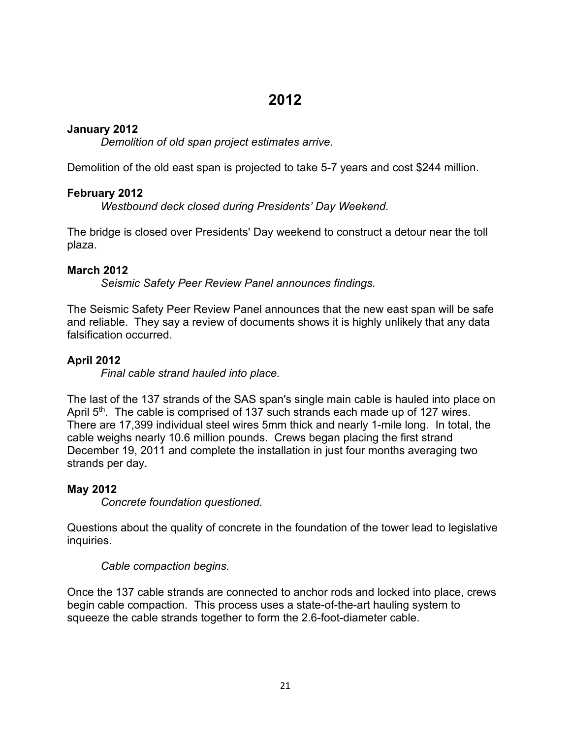# 2012

**January 2012**

*Demolition of old span project estimates arrive.*

Demolition of the old east span is projected to take 5-7 years and cost $244 million.

**February 2012**

*Westbound deck closed during Presidents' Day Weekend.*

The bridge is closed over Presidents' Day weekend to construct a detour near the toll plaza.

**March 2012**

*Seismic Safety Peer Review Panel announces findings.*

The Seismic Safety Peer Review Panel announces that the new east span will be safe and reliable. They say a review of documents shows it is highly unlikely that any data falsification occurred.

**April 2012**

*Final cable strand hauled into place.*

The last of the 137 strands of the SAS span's single main cable is hauled into place on April 5th. The cable is comprised of 137 such strands each made up of 127 wires. There are 17,399 individual steel wires 5mm thick and nearly 1-mile long. In total, the cable weighs nearly 10.6 million pounds. Crews began placing the first strand December 19, 2011 and complete the installation in just four months averaging two strands per day.

**May 2012**

*Concrete foundation questioned.*

Questions about the quality of concrete in the foundation of the tower lead to legislative inquiries.

*Cable compaction begins.*

Once the 137 cable strands are connected to anchor rods and locked into place, crews begin cable compaction. This process uses a state-of-the-art hauling system to squeeze the cable strands together to form the 2.6-foot-diameter cable.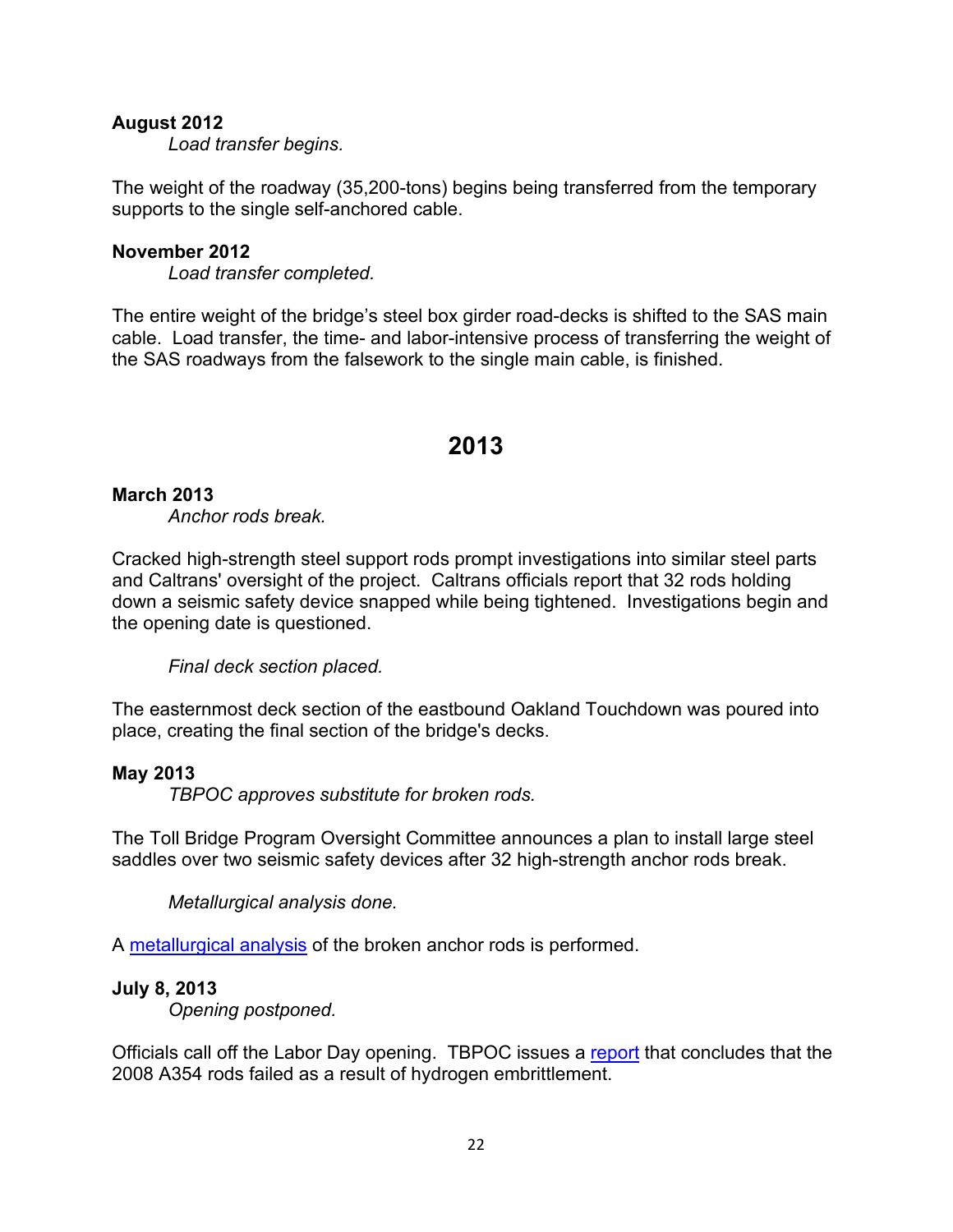**August 2012**

*Load transfer begins.*

The weight of the roadway (35,200-tons) begins being transferred from the temporary supports to the single self-anchored cable.

**November 2012**

*Load transfer completed.*

The entire weight of the bridge's steel box girder road-decks is shifted to the SAS main cable. Load transfer, the time- and labor-intensive process of transferring the weight of the SAS roadways from the falsework to the single main cable, is finished.

## 2013

**March 2013**

*Anchor rods break.*

Cracked high-strength steel support rods prompt investigations into similar steel parts and Caltrans' oversight of the project. Caltrans officials report that 32 rods holding down a seismic safety device snapped while being tightened. Investigations begin and the opening date is questioned.

*Final deck section placed.*

The easternmost deck section of the eastbound Oakland Touchdown was poured into place, creating the final section of the bridge's decks.

**May 2013**

*TBPOC approves substitute for broken rods.*

The Toll Bridge Program Oversight Committee announces a plan to install large steel saddles over two seismic safety devices after 32 high-strength anchor rods break.

*Metallurgical analysis done.*

A metallurgical analysis of the broken anchor rods is performed.

**July 8, 2013**

*Opening postponed.*

Officials call off the Labor Day opening. TBPOC issues a report that concludes that the 2008 A354 rods failed as a result of hydrogen embrittlement.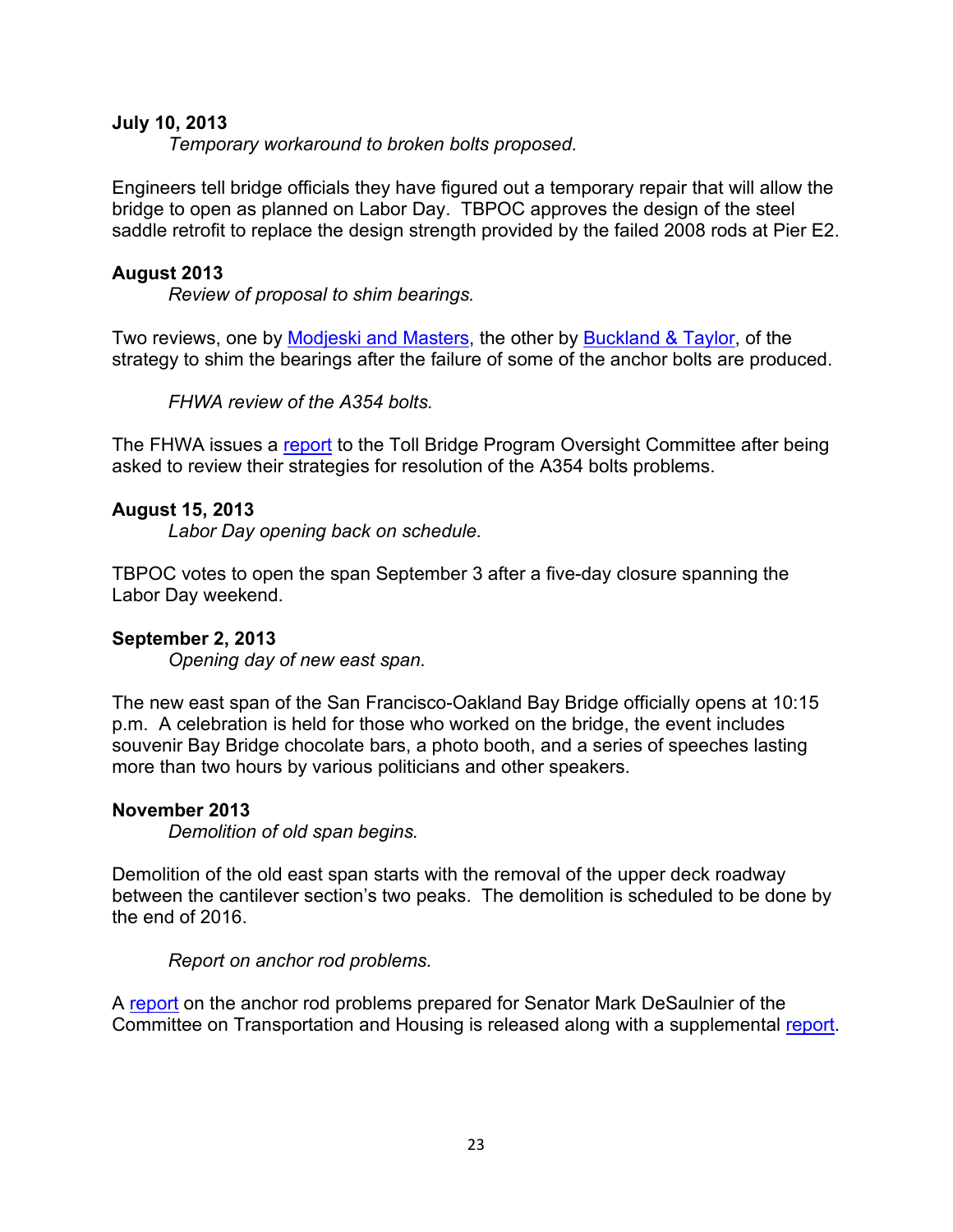**July 10, 2013**

*Temporary workaround to broken bolts proposed.*

Engineers tell bridge officials they have figured out a temporary repair that will allow the bridge to open as planned on Labor Day. TBPOC approves the design of the steel saddle retrofit to replace the design strength provided by the failed 2008 rods at Pier E2.

**August 2013**

*Review of proposal to shim bearings.*

Two reviews, one by Modjeski and Masters, the other by Buckland & Taylor, of the strategy to shim the bearings after the failure of some of the anchor bolts are produced.

*FHWA review of the A354 bolts.*

The FHWA issues a report to the Toll Bridge Program Oversight Committee after being asked to review their strategies for resolution of the A354 bolts problems.

**August 15, 2013**

*Labor Day opening back on schedule.*

TBPOC votes to open the span September 3 after a five-day closure spanning the Labor Day weekend.

**September 2, 2013**

*Opening day of new east span.*

The new east span of the San Francisco-Oakland Bay Bridge officially opens at 10:15 p.m. A celebration is held for those who worked on the bridge, the event includes souvenir Bay Bridge chocolate bars, a photo booth, and a series of speeches lasting more than two hours by various politicians and other speakers.

**November 2013**

*Demolition of old span begins.*

Demolition of the old east span starts with the removal of the upper deck roadway between the cantilever section's two peaks. The demolition is scheduled to be done by the end of 2016.

*Report on anchor rod problems.*

A report on the anchor rod problems prepared for Senator Mark DeSaulnier of the Committee on Transportation and Housing is released along with a supplemental report.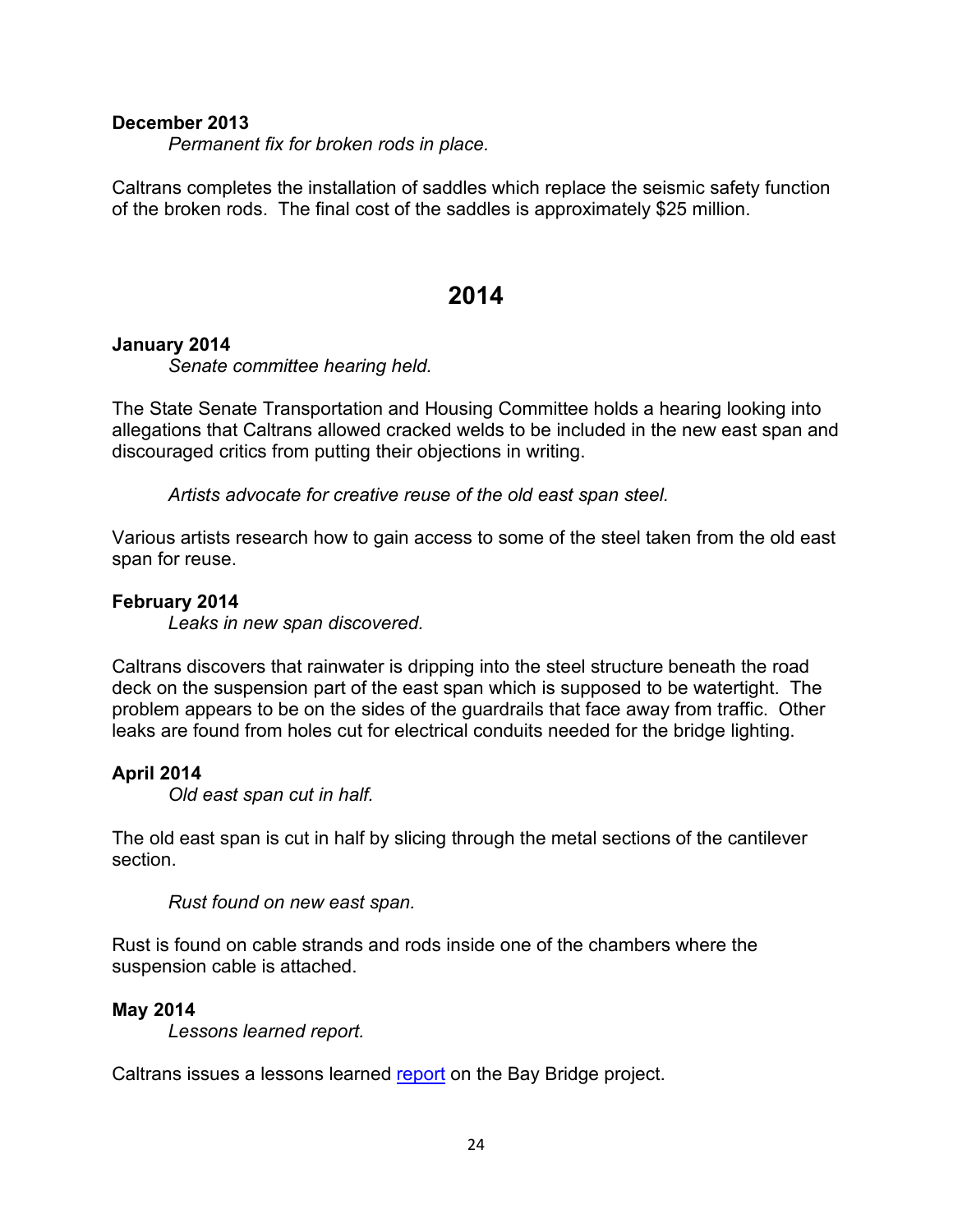**December 2013**

*Permanent fix for broken rods in place.*

Caltrans completes the installation of saddles which replace the seismic safety function of the broken rods. The final cost of the saddles is approximately $25 million.

## 2014

**January 2014**

*Senate committee hearing held.*

The State Senate Transportation and Housing Committee holds a hearing looking into allegations that Caltrans allowed cracked welds to be included in the new east span and discouraged critics from putting their objections in writing.

*Artists advocate for creative reuse of the old east span steel.*

Various artists research how to gain access to some of the steel taken from the old east span for reuse.

**February 2014**

*Leaks in new span discovered.*

Caltrans discovers that rainwater is dripping into the steel structure beneath the road deck on the suspension part of the east span which is supposed to be watertight. The problem appears to be on the sides of the guardrails that face away from traffic. Other leaks are found from holes cut for electrical conduits needed for the bridge lighting.

**April 2014**

*Old east span cut in half.*

The old east span is cut in half by slicing through the metal sections of the cantilever section.

*Rust found on new east span.*

Rust is found on cable strands and rods inside one of the chambers where the suspension cable is attached.

**May 2014**

*Lessons learned report.*

Caltrans issues a lessons learned report on the Bay Bridge project.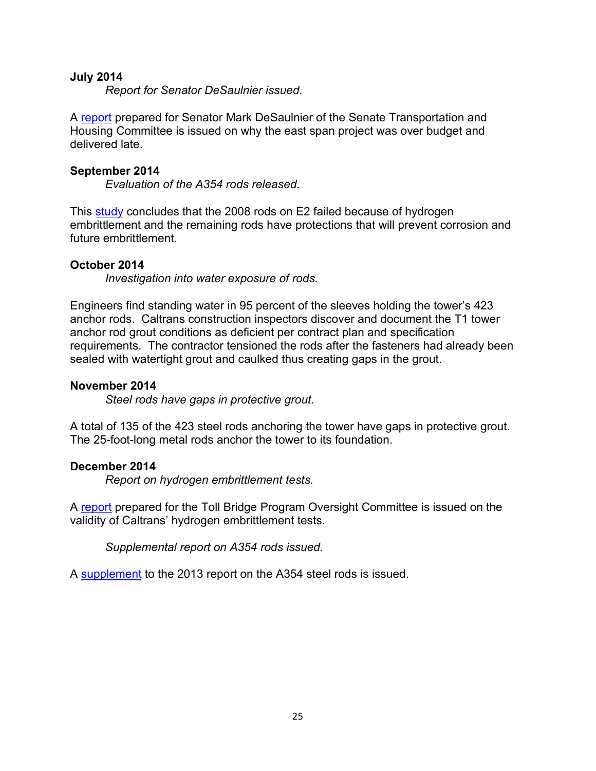**July 2014**

*Report for Senator DeSaulnier issued.*

A report prepared for Senator Mark DeSaulnier of the Senate Transportation and Housing Committee is issued on why the east span project was over budget and delivered late.

**September 2014**

*Evaluation of the A354 rods released.*

This study concludes that the 2008 rods on E2 failed because of hydrogen embrittlement and the remaining rods have protections that will prevent corrosion and future embrittlement.

**October 2014**

*Investigation into water exposure of rods.*

Engineers find standing water in 95 percent of the sleeves holding the tower's 423 anchor rods. Caltrans construction inspectors discover and document the T1 tower anchor rod grout conditions as deficient per contract plan and specification requirements. The contractor tensioned the rods after the fasteners had already been sealed with watertight grout and caulked thus creating gaps in the grout.

**November 2014**

*Steel rods have gaps in protective grout.*

A total of 135 of the 423 steel rods anchoring the tower have gaps in protective grout. The 25-foot-long metal rods anchor the tower to its foundation.

**December 2014**

*Report on hydrogen embrittlement tests.*

A report prepared for the Toll Bridge Program Oversight Committee is issued on the validity of Caltrans' hydrogen embrittlement tests.

*Supplemental report on A354 rods issued.*

A supplement to the 2013 report on the A354 steel rods is issued.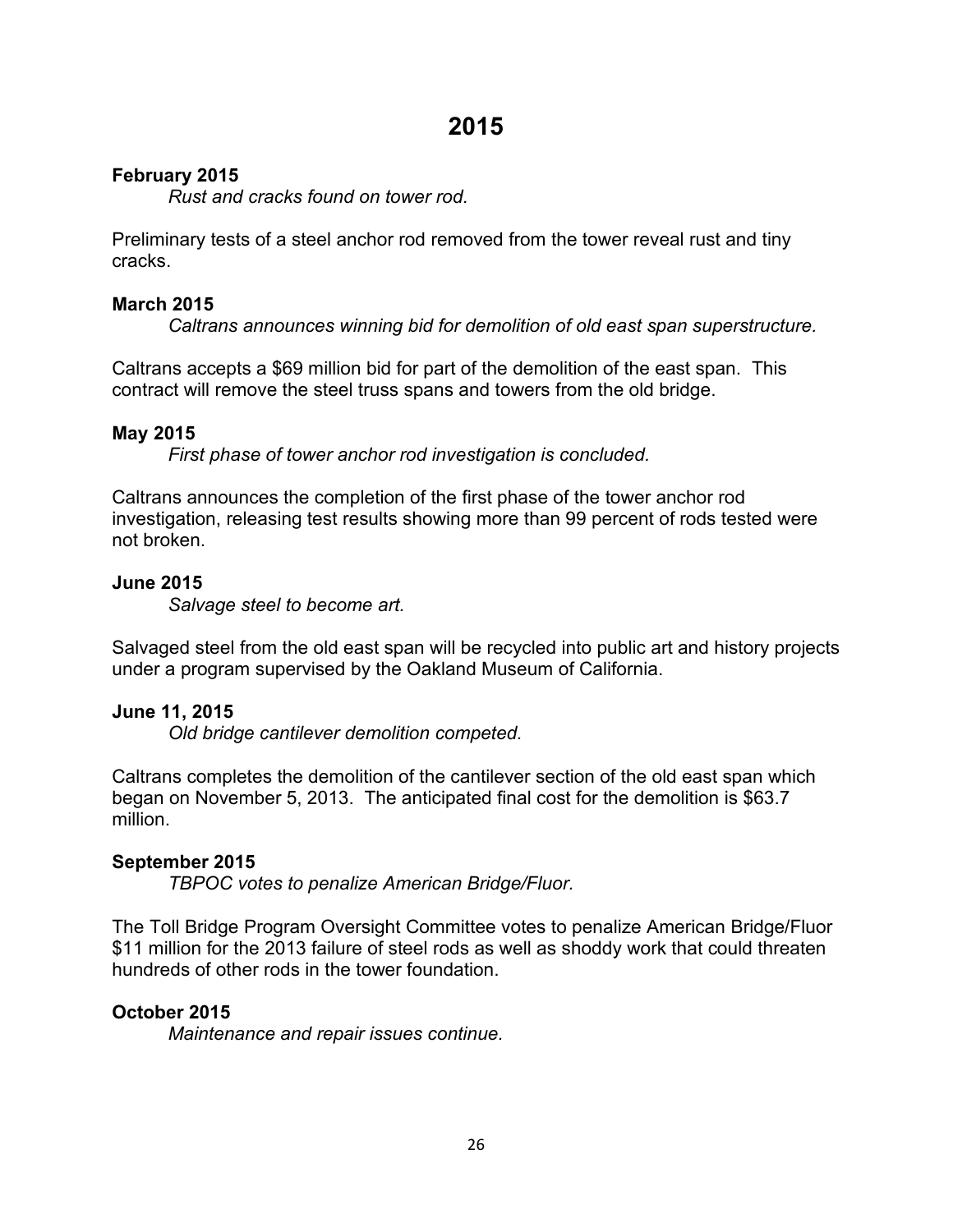# 2015

**February 2015**

*Rust and cracks found on tower rod.*

Preliminary tests of a steel anchor rod removed from the tower reveal rust and tiny cracks.

**March 2015**

*Caltrans announces winning bid for demolition of old east span superstructure.*

Caltrans accepts a $69 million bid for part of the demolition of the east span. This contract will remove the steel truss spans and towers from the old bridge.

**May 2015**

*First phase of tower anchor rod investigation is concluded.*

Caltrans announces the completion of the first phase of the tower anchor rod investigation, releasing test results showing more than 99 percent of rods tested were not broken.

**June 2015**

*Salvage steel to become art.*

Salvaged steel from the old east span will be recycled into public art and history projects under a program supervised by the Oakland Museum of California.

**June 11, 2015**

*Old bridge cantilever demolition competed.*

Caltrans completes the demolition of the cantilever section of the old east span which began on November 5, 2013. The anticipated final cost for the demolition is $63.7 million.

**September 2015**

*TBPOC votes to penalize American Bridge/Fluor.*

The Toll Bridge Program Oversight Committee votes to penalize American Bridge/Fluor $11 million for the 2013 failure of steel rods as well as shoddy work that could threaten hundreds of other rods in the tower foundation.

**October 2015**

*Maintenance and repair issues continue.*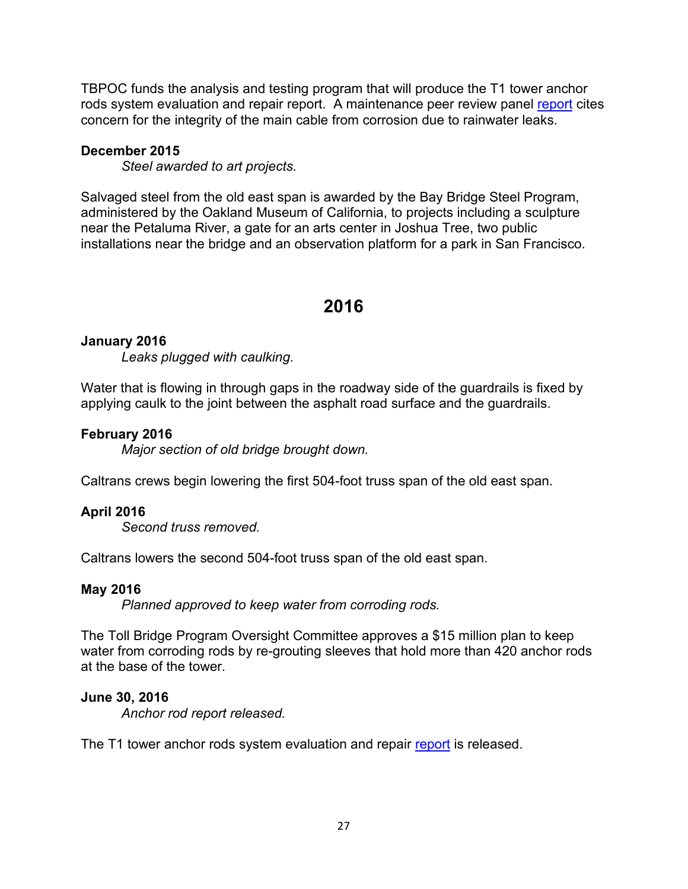TBPOC funds the analysis and testing program that will produce the T1 tower anchor rods system evaluation and repair report. A maintenance peer review panel report cites concern for the integrity of the main cable from corrosion due to rainwater leaks.

**December 2015**

*Steel awarded to art projects.*

Salvaged steel from the old east span is awarded by the Bay Bridge Steel Program, administered by the Oakland Museum of California, to projects including a sculpture near the Petaluma River, a gate for an arts center in Joshua Tree, two public installations near the bridge and an observation platform for a park in San Francisco.

## 2016

**January 2016**

*Leaks plugged with caulking.*

Water that is flowing in through gaps in the roadway side of the guardrails is fixed by applying caulk to the joint between the asphalt road surface and the guardrails.

**February 2016**

*Major section of old bridge brought down.*

Caltrans crews begin lowering the first 504-foot truss span of the old east span.

**April 2016**

*Second truss removed.*

Caltrans lowers the second 504-foot truss span of the old east span.

**May 2016**

*Planned approved to keep water from corroding rods.*

The Toll Bridge Program Oversight Committee approves a $15 million plan to keep water from corroding rods by re-grouting sleeves that hold more than 420 anchor rods at the base of the tower.

**June 30, 2016**

*Anchor rod report released.*

The T1 tower anchor rods system evaluation and repair report is released.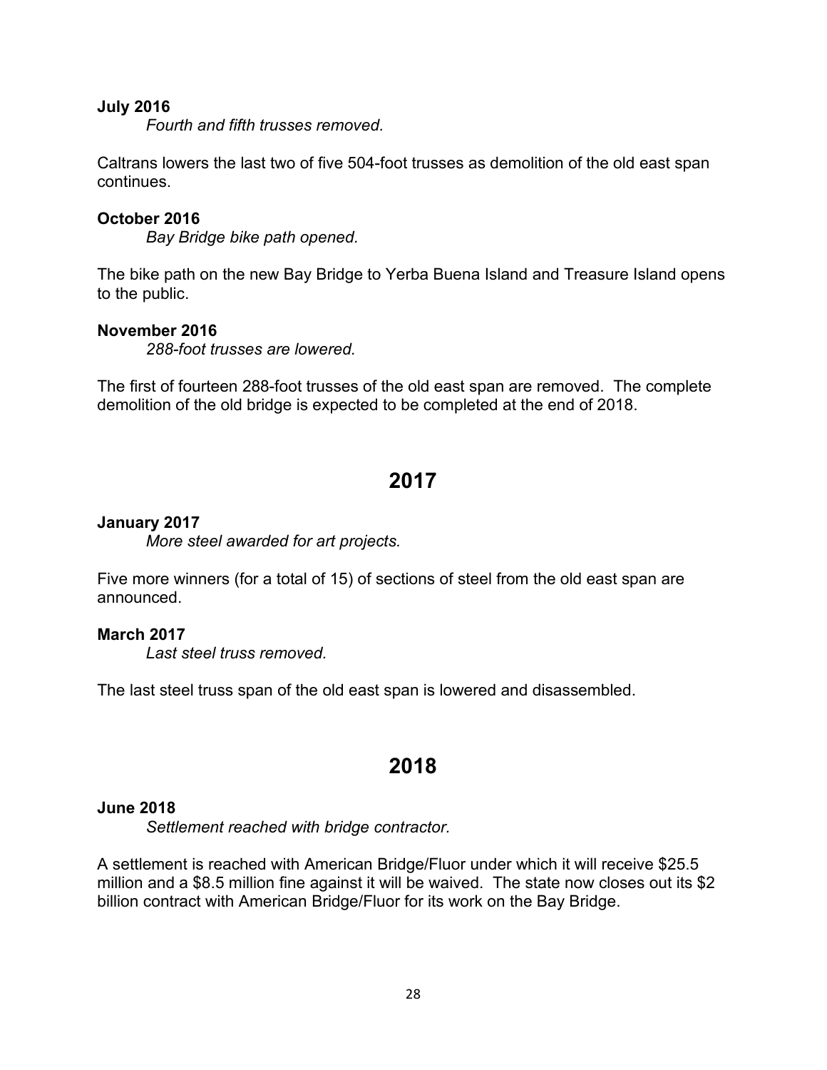**July 2016**

*Fourth and fifth trusses removed.*

Caltrans lowers the last two of five 504-foot trusses as demolition of the old east span continues.

**October 2016**

*Bay Bridge bike path opened.*

The bike path on the new Bay Bridge to Yerba Buena Island and Treasure Island opens to the public.

**November 2016**

*288-foot trusses are lowered.*

The first of fourteen 288-foot trusses of the old east span are removed. The complete demolition of the old bridge is expected to be completed at the end of 2018.

## 2017

**January 2017**

*More steel awarded for art projects.*

Five more winners (for a total of 15) of sections of steel from the old east span are announced.

**March 2017**

*Last steel truss removed.*

The last steel truss span of the old east span is lowered and disassembled.

## 2018

**June 2018**

*Settlement reached with bridge contractor.*

A settlement is reached with American Bridge/Fluor under which it will receive $25.5 million and a $8.5 million fine against it will be waived. The state now closes out its $2 billion contract with American Bridge/Fluor for its work on the Bay Bridge.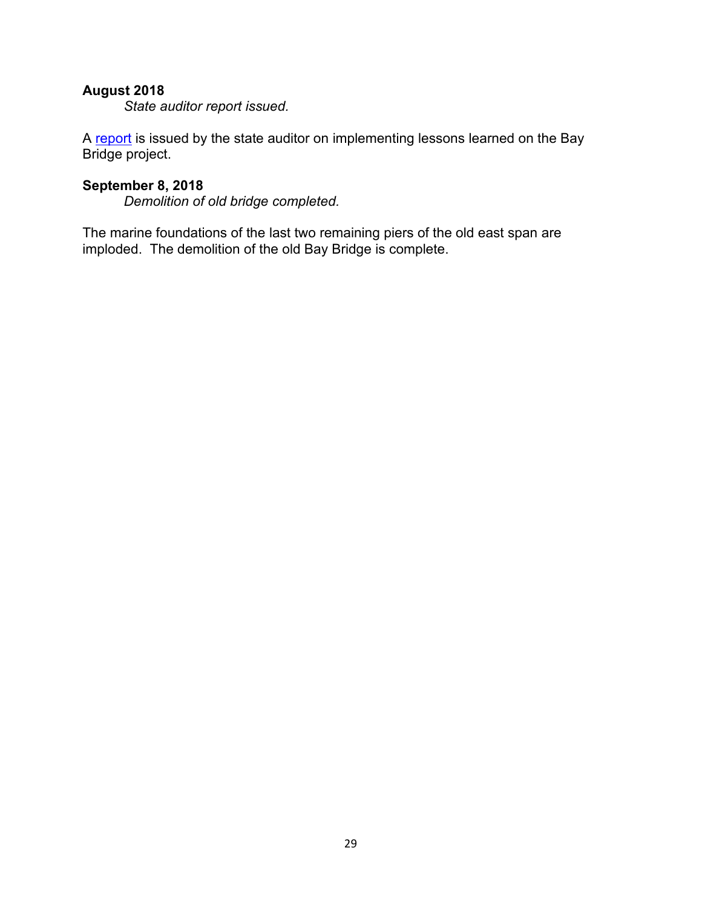**August 2018**

*State auditor report issued.*

A report is issued by the state auditor on implementing lessons learned on the Bay Bridge project.

**September 8, 2018**

*Demolition of old bridge completed.*

The marine foundations of the last two remaining piers of the old east span are imploded. The demolition of the old Bay Bridge is complete.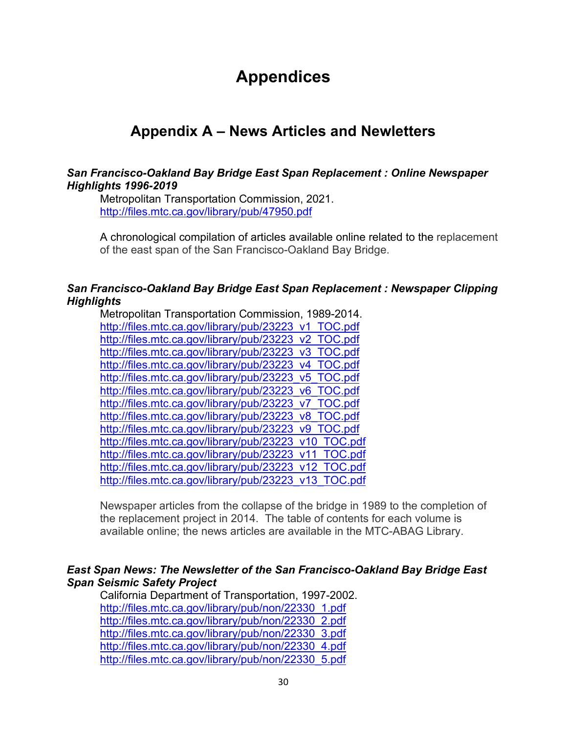# Appendices

## Appendix A – News Articles and Newletters

***San Francisco-Oakland Bay Bridge East Span Replacement : Online Newspaper Highlights 1996-2019***

Metropolitan Transportation Commission, 2021.
http://files.mtc.ca.gov/library/pub/47950.pdf

A chronological compilation of articles available online related to the replacement of the east span of the San Francisco-Oakland Bay Bridge.

***San Francisco-Oakland Bay Bridge East Span Replacement : Newspaper Clipping Highlights***

Metropolitan Transportation Commission, 1989-2014.
http://files.mtc.ca.gov/library/pub/23223_v1_TOC.pdf
http://files.mtc.ca.gov/library/pub/23223_v2_TOC.pdf
http://files.mtc.ca.gov/library/pub/23223_v3_TOC.pdf
http://files.mtc.ca.gov/library/pub/23223_v4_TOC.pdf
http://files.mtc.ca.gov/library/pub/23223_v5_TOC.pdf
http://files.mtc.ca.gov/library/pub/23223_v6_TOC.pdf
http://files.mtc.ca.gov/library/pub/23223_v7_TOC.pdf
http://files.mtc.ca.gov/library/pub/23223_v8_TOC.pdf
http://files.mtc.ca.gov/library/pub/23223_v9_TOC.pdf
http://files.mtc.ca.gov/library/pub/23223_v10_TOC.pdf
http://files.mtc.ca.gov/library/pub/23223_v11_TOC.pdf
http://files.mtc.ca.gov/library/pub/23223_v12_TOC.pdf
http://files.mtc.ca.gov/library/pub/23223_v13_TOC.pdf

Newspaper articles from the collapse of the bridge in 1989 to the completion of the replacement project in 2014. The table of contents for each volume is available online; the news articles are available in the MTC-ABAG Library.

***East Span News: The Newsletter of the San Francisco-Oakland Bay Bridge East Span Seismic Safety Project***

California Department of Transportation, 1997-2002.
http://files.mtc.ca.gov/library/pub/non/22330_1.pdf
http://files.mtc.ca.gov/library/pub/non/22330_2.pdf
http://files.mtc.ca.gov/library/pub/non/22330_3.pdf
http://files.mtc.ca.gov/library/pub/non/22330_4.pdf
http://files.mtc.ca.gov/library/pub/non/22330_5.pdf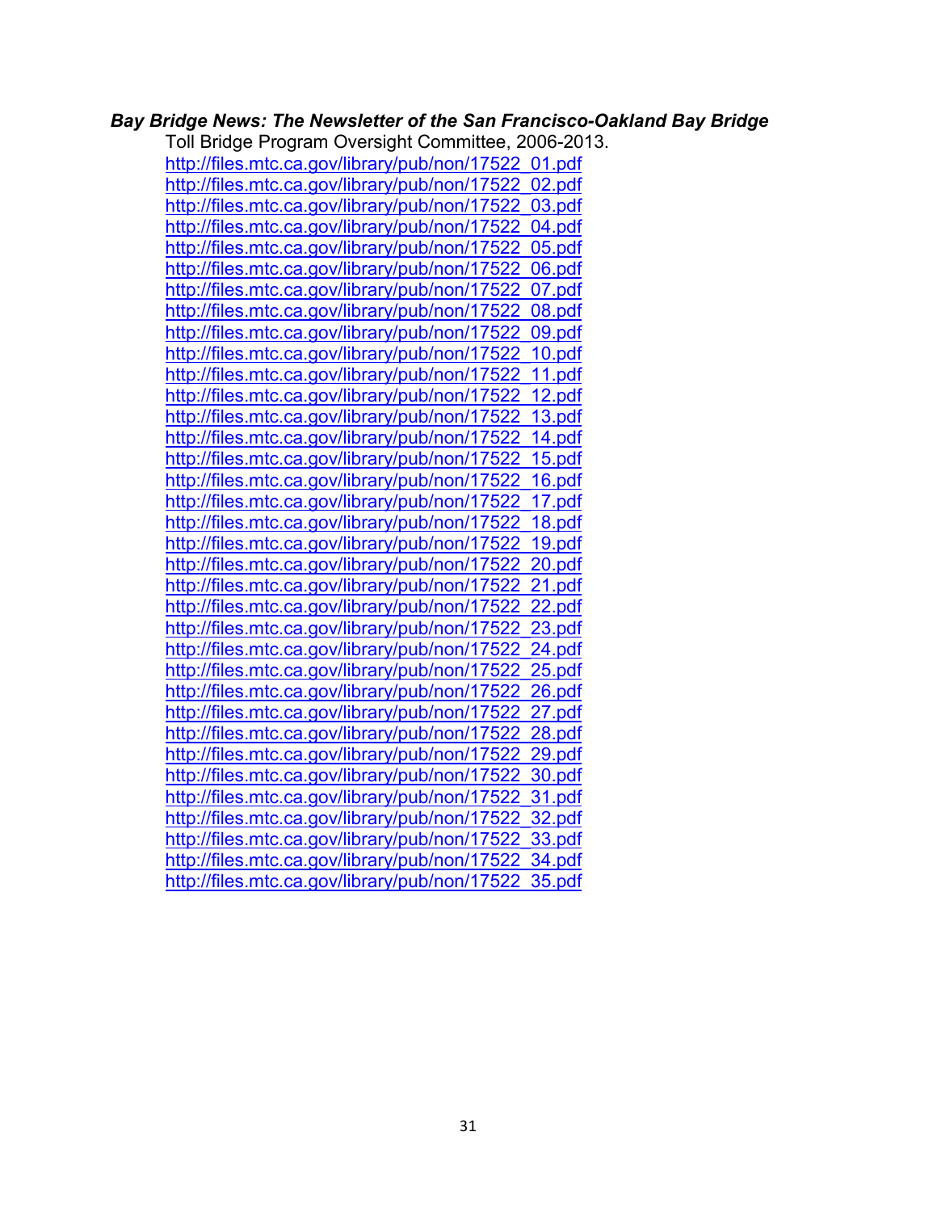***Bay Bridge News: The Newsletter of the San Francisco-Oakland Bay Bridge***

Toll Bridge Program Oversight Committee, 2006-2013.

http://files.mtc.ca.gov/library/pub/non/17522_01.pdf
http://files.mtc.ca.gov/library/pub/non/17522_02.pdf
http://files.mtc.ca.gov/library/pub/non/17522_03.pdf
http://files.mtc.ca.gov/library/pub/non/17522_04.pdf
http://files.mtc.ca.gov/library/pub/non/17522_05.pdf
http://files.mtc.ca.gov/library/pub/non/17522_06.pdf
http://files.mtc.ca.gov/library/pub/non/17522_07.pdf
http://files.mtc.ca.gov/library/pub/non/17522_08.pdf
http://files.mtc.ca.gov/library/pub/non/17522_09.pdf
http://files.mtc.ca.gov/library/pub/non/17522_10.pdf
http://files.mtc.ca.gov/library/pub/non/17522_11.pdf
http://files.mtc.ca.gov/library/pub/non/17522_12.pdf
http://files.mtc.ca.gov/library/pub/non/17522_13.pdf
http://files.mtc.ca.gov/library/pub/non/17522_14.pdf
http://files.mtc.ca.gov/library/pub/non/17522_15.pdf
http://files.mtc.ca.gov/library/pub/non/17522_16.pdf
http://files.mtc.ca.gov/library/pub/non/17522_17.pdf
http://files.mtc.ca.gov/library/pub/non/17522_18.pdf
http://files.mtc.ca.gov/library/pub/non/17522_19.pdf
http://files.mtc.ca.gov/library/pub/non/17522_20.pdf
http://files.mtc.ca.gov/library/pub/non/17522_21.pdf
http://files.mtc.ca.gov/library/pub/non/17522_22.pdf
http://files.mtc.ca.gov/library/pub/non/17522_23.pdf
http://files.mtc.ca.gov/library/pub/non/17522_24.pdf
http://files.mtc.ca.gov/library/pub/non/17522_25.pdf
http://files.mtc.ca.gov/library/pub/non/17522_26.pdf
http://files.mtc.ca.gov/library/pub/non/17522_27.pdf
http://files.mtc.ca.gov/library/pub/non/17522_28.pdf
http://files.mtc.ca.gov/library/pub/non/17522_29.pdf
http://files.mtc.ca.gov/library/pub/non/17522_30.pdf
http://files.mtc.ca.gov/library/pub/non/17522_31.pdf
http://files.mtc.ca.gov/library/pub/non/17522_32.pdf
http://files.mtc.ca.gov/library/pub/non/17522_33.pdf
http://files.mtc.ca.gov/library/pub/non/17522_34.pdf
http://files.mtc.ca.gov/library/pub/non/17522_35.pdf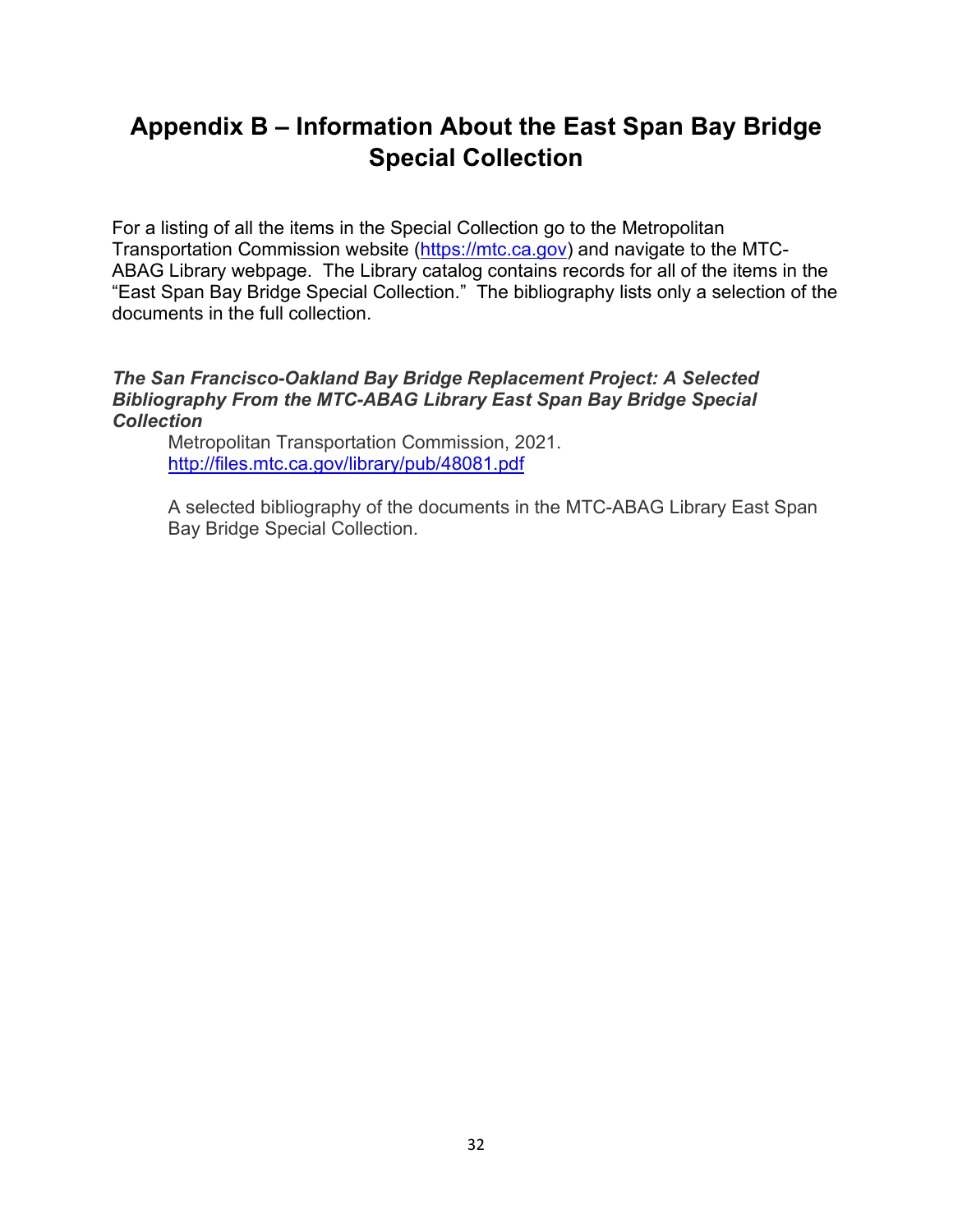# Appendix B – Information About the East Span Bay Bridge Special Collection

For a listing of all the items in the Special Collection go to the Metropolitan Transportation Commission website (https://mtc.ca.gov) and navigate to the MTC-ABAG Library webpage. The Library catalog contains records for all of the items in the "East Span Bay Bridge Special Collection." The bibliography lists only a selection of the documents in the full collection.

***The San Francisco-Oakland Bay Bridge Replacement Project: A Selected Bibliography From the MTC-ABAG Library East Span Bay Bridge Special Collection***

Metropolitan Transportation Commission, 2021.
http://files.mtc.ca.gov/library/pub/48081.pdf

A selected bibliography of the documents in the MTC-ABAG Library East Span Bay Bridge Special Collection.